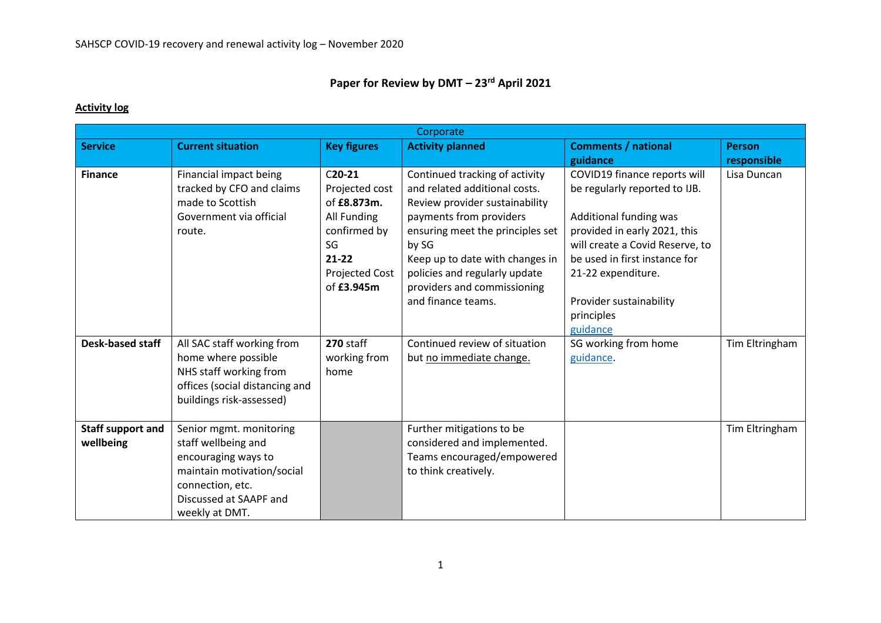SAHSCP COVID-19 recovery and renewal activity log – November 2020

# Paper for Review by DMT – 23rd April 2021

**Activity log**

| Corporate | | | | | |
|---|---|---|---|---|---|
| **Service** | **Current situation** | **Key figures** | **Activity planned** | **Comments / national guidance** | **Person responsible** |
| **Finance** | Financial impact being tracked by CFO and claims made to Scottish Government via official route. | C**20-21** Projected cost of **£8.873m.** All Funding confirmed by SG **21-22** Projected Cost of **£3.945m** | Continued tracking of activity and related additional costs. Review provider sustainability payments from providers ensuring meet the principles set by SG Keep up to date with changes in policies and regularly update providers and commissioning and finance teams. | COVID19 finance reports will be regularly reported to IJB. Additional funding was provided in early 2021, this will create a Covid Reserve, to be used in first instance for 21-22 expenditure. Provider sustainability principles guidance | Lisa Duncan |
| **Desk-based staff** | All SAC staff working from home where possible NHS staff working from offices (social distancing and buildings risk-assessed) | **270** staff working from home | Continued review of situation but no immediate change. | SG working from home guidance. | Tim Eltringham |
| **Staff support and wellbeing** | Senior mgmt. monitoring staff wellbeing and encouraging ways to maintain motivation/social connection, etc. Discussed at SAAPF and weekly at DMT. | | Further mitigations to be considered and implemented. Teams encouraged/empowered to think creatively. | | Tim Eltringham |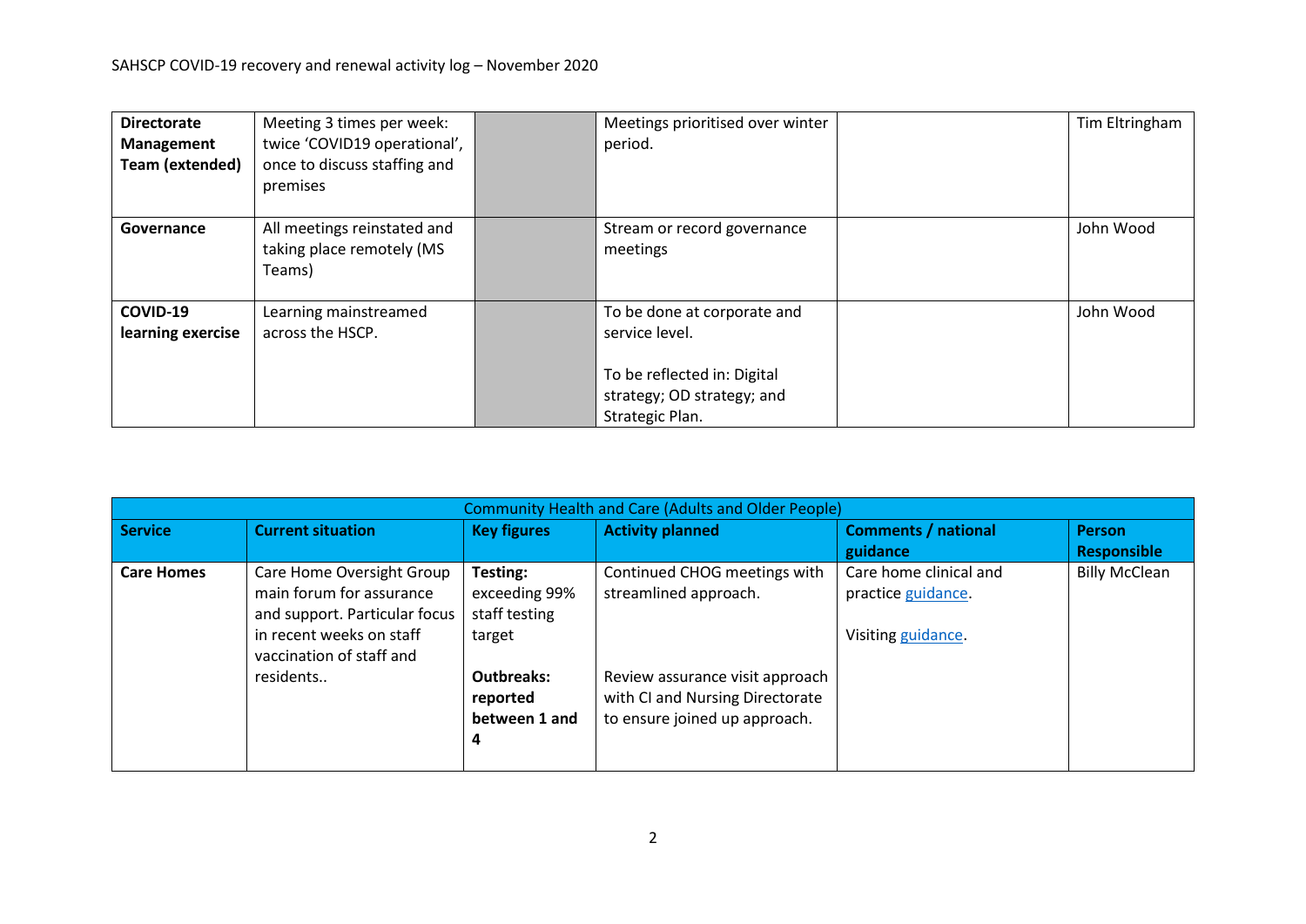| | | | | | |
|---|---|---|---|---|---|
| **Directorate Management Team (extended)** | Meeting 3 times per week: twice 'COVID19 operational', once to discuss staffing and premises | | Meetings prioritised over winter period. | | Tim Eltringham |
| **Governance** | All meetings reinstated and taking place remotely (MS Teams) | | Stream or record governance meetings | | John Wood |
| **COVID-19 learning exercise** | Learning mainstreamed across the HSCP. | | To be done at corporate and service level.<br><br>To be reflected in: Digital strategy; OD strategy; and Strategic Plan. | | John Wood |

| Community Health and Care (Adults and Older People) | | | | | |
|---|---|---|---|---|---|
| **Service** | **Current situation** | **Key figures** | **Activity planned** | **Comments / national guidance** | **Person Responsible** |
| **Care Homes** | Care Home Oversight Group main forum for assurance and support. Particular focus in recent weeks on staff vaccination of staff and residents.. | **Testing:** exceeding 99% staff testing target<br><br>**Outbreaks: reported between 1 and 4** | Continued CHOG meetings with streamlined approach.<br><br>Review assurance visit approach with CI and Nursing Directorate to ensure joined up approach. | Care home clinical and practice guidance.<br><br>Visiting guidance. | Billy McClean |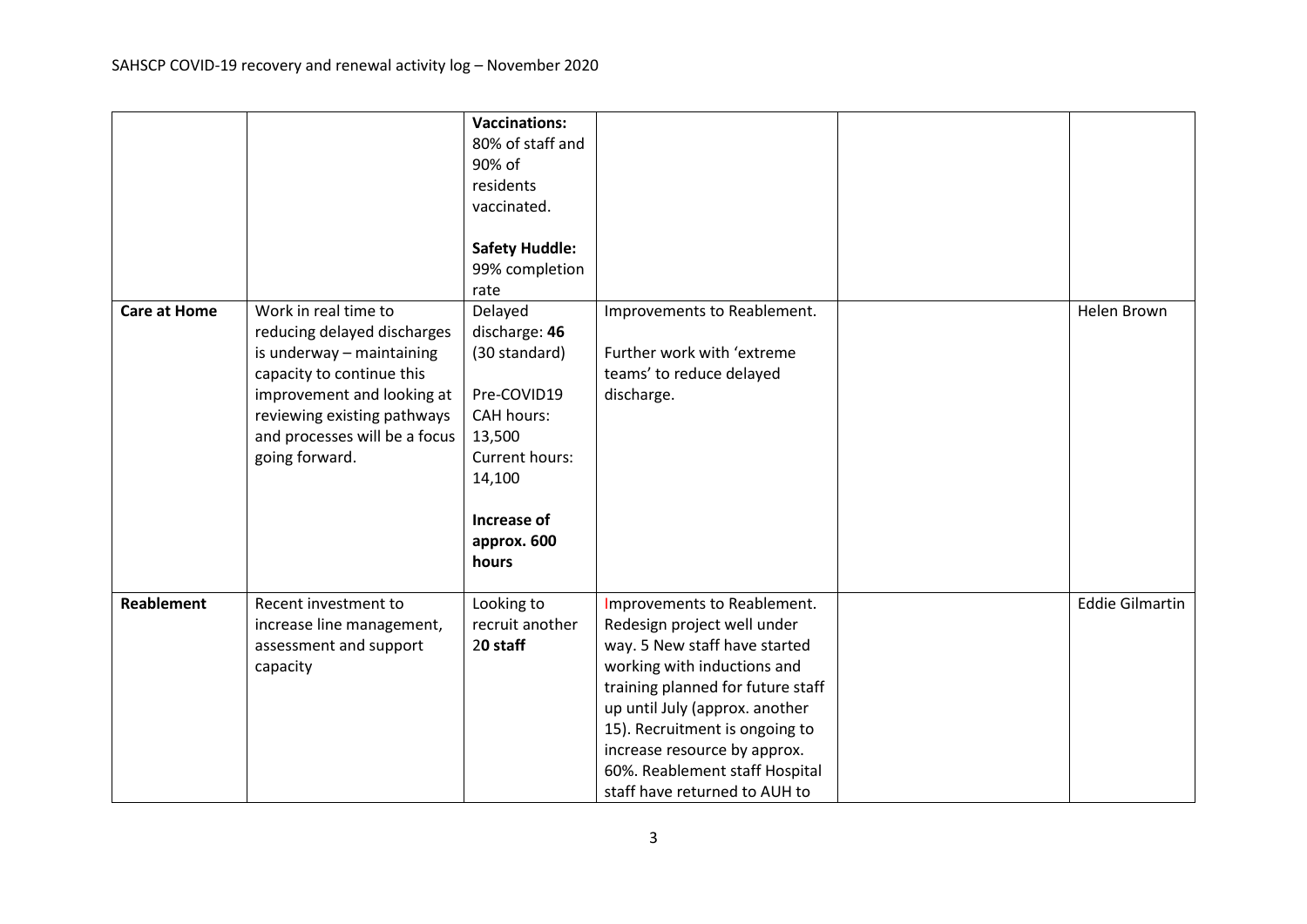| | | | | | |
|---|---|---|---|---|---|
| | | **Vaccinations:** 80% of staff and 90% of residents vaccinated.<br><br>**Safety Huddle:** 99% completion rate | | | |
| **Care at Home** | Work in real time to reducing delayed discharges is underway – maintaining capacity to continue this improvement and looking at reviewing existing pathways and processes will be a focus going forward. | Delayed discharge: **46** (30 standard)<br><br>Pre-COVID19 CAH hours: 13,500<br>Current hours: 14,100<br><br>**Increase of approx. 600 hours** | Improvements to Reablement.<br><br>Further work with 'extreme teams' to reduce delayed discharge. | | Helen Brown |
| **Reablement** | Recent investment to increase line management, assessment and support capacity | Looking to recruit another 2**0 staff** | Improvements to Reablement. Redesign project well under way. 5 New staff have started working with inductions and training planned for future staff up until July (approx. another 15). Recruitment is ongoing to increase resource by approx. 60%. Reablement staff Hospital staff have returned to AUH to | | Eddie Gilmartin |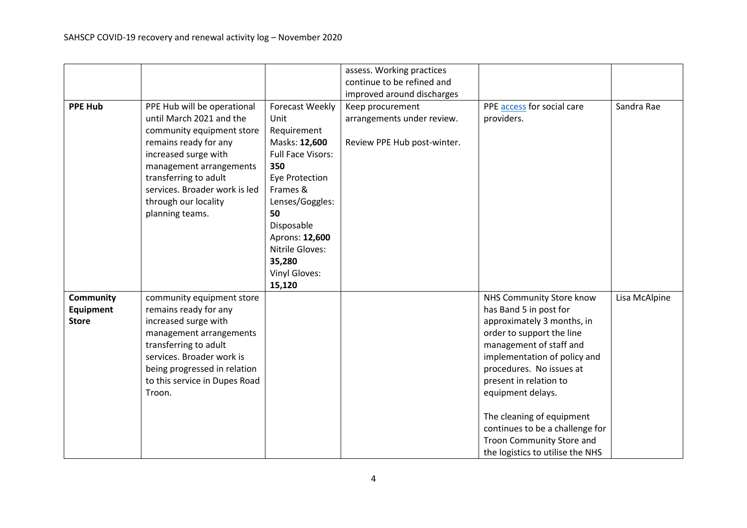| | | | | | |
|---|---|---|---|---|---|
| | | | assess. Working practices continue to be refined and improved around discharges | | |
| **PPE Hub** | PPE Hub will be operational until March 2021 and the community equipment store remains ready for any increased surge with management arrangements transferring to adult services. Broader work is led through our locality planning teams. | Forecast Weekly Unit Requirement Masks: **12,600** Full Face Visors: **350** Eye Protection Frames & Lenses/Goggles: **50** Disposable Aprons: **12,600** Nitrile Gloves: **35,280** Vinyl Gloves: **15,120** | Keep procurement arrangements under review. Review PPE Hub post-winter. | PPE access for social care providers. | Sandra Rae |
| **Community Equipment Store** | community equipment store remains ready for any increased surge with management arrangements transferring to adult services. Broader work is being progressed in relation to this service in Dupes Road Troon. | | | NHS Community Store know has Band 5 in post for approximately 3 months, in order to support the line management of staff and implementation of policy and procedures. No issues at present in relation to equipment delays. The cleaning of equipment continues to be a challenge for Troon Community Store and the logistics to utilise the NHS | Lisa McAlpine |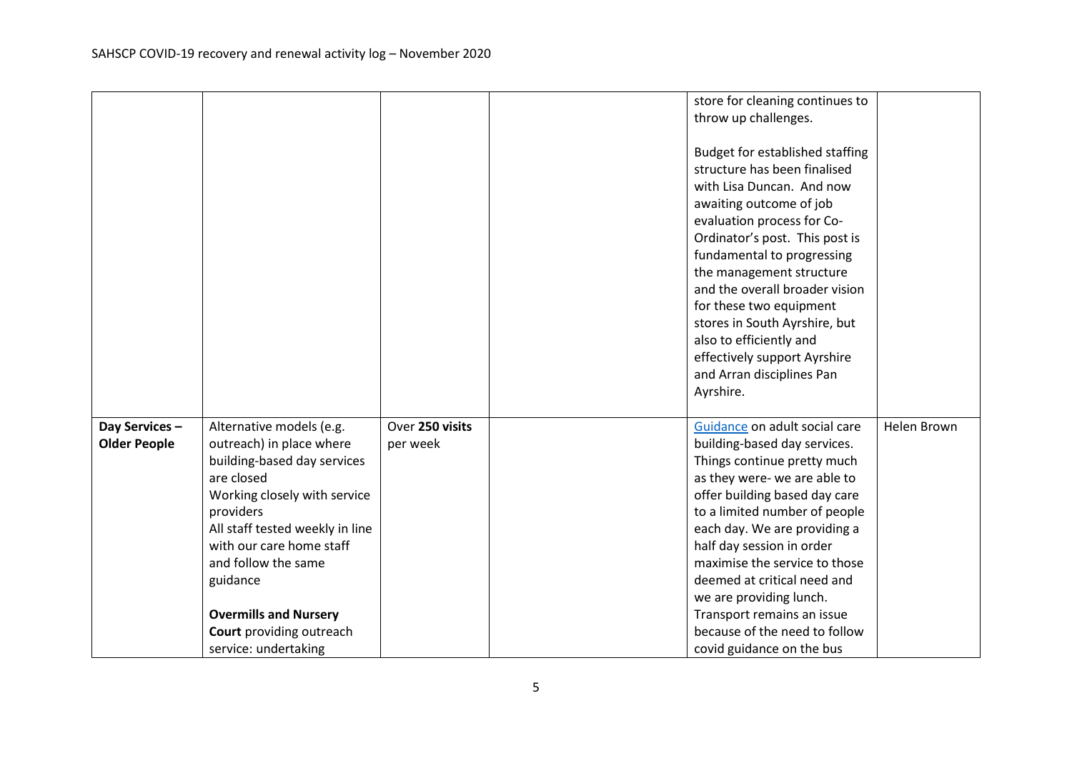| | | | | | |
|---|---|---|---|---|---|
| | | | | store for cleaning continues to throw up challenges.<br><br>Budget for established staffing structure has been finalised with Lisa Duncan. And now awaiting outcome of job evaluation process for Co-Ordinator's post. This post is fundamental to progressing the management structure and the overall broader vision for these two equipment stores in South Ayrshire, but also to efficiently and effectively support Ayrshire and Arran disciplines Pan Ayrshire. | |
| **Day Services – Older People** | Alternative models (e.g. outreach) in place where building-based day services are closed<br>Working closely with service providers<br>All staff tested weekly in line with our care home staff and follow the same guidance<br><br>**Overmills and Nursery Court** providing outreach service: undertaking | Over **250 visits** per week | | Guidance on adult social care building-based day services. Things continue pretty much as they were- we are able to offer building based day care to a limited number of people each day. We are providing a half day session in order maximise the service to those deemed at critical need and we are providing lunch. Transport remains an issue because of the need to follow covid guidance on the bus | Helen Brown |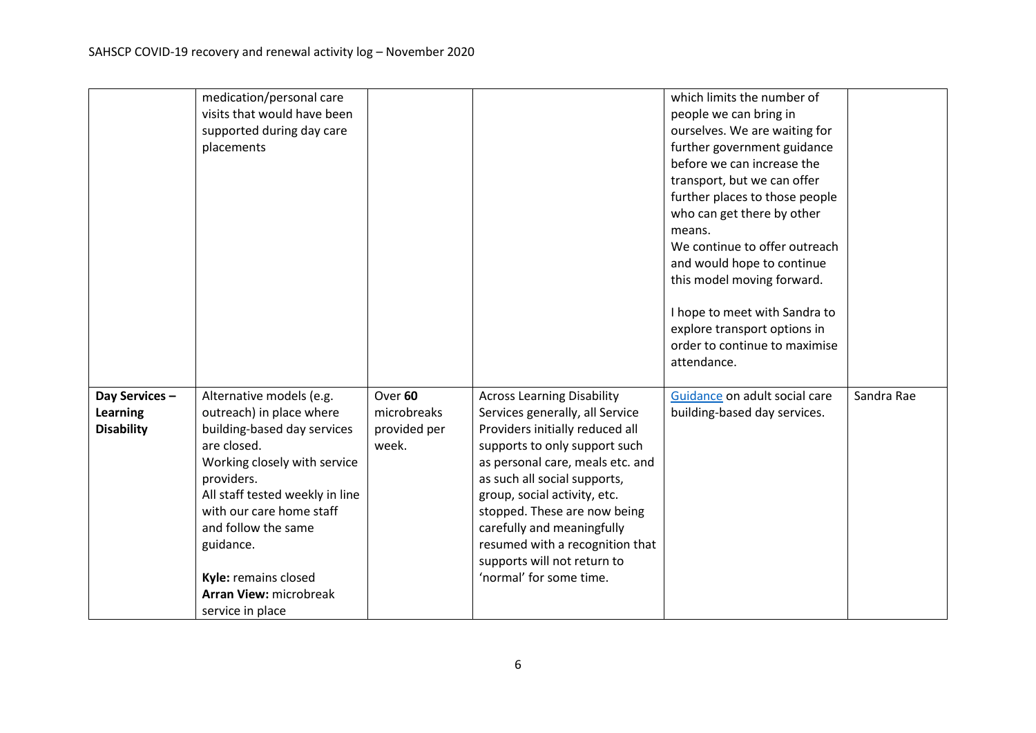| | | | | | |
|---|---|---|---|---|---|
| | medication/personal care visits that would have been supported during day care placements | | | which limits the number of people we can bring in ourselves. We are waiting for further government guidance before we can increase the transport, but we can offer further places to those people who can get there by other means.<br>We continue to offer outreach and would hope to continue this model moving forward.<br><br>I hope to meet with Sandra to explore transport options in order to continue to maximise attendance. | |
| **Day Services – Learning Disability** | Alternative models (e.g. outreach) in place where building-based day services are closed.<br>Working closely with service providers.<br>All staff tested weekly in line with our care home staff and follow the same guidance.<br><br>**Kyle:** remains closed<br>**Arran View:** microbreak service in place | Over **60** microbreaks provided per week. | Across Learning Disability Services generally, all Service Providers initially reduced all supports to only support such as personal care, meals etc. and as such all social supports, group, social activity, etc. stopped. These are now being carefully and meaningfully resumed with a recognition that supports will not return to 'normal' for some time. | Guidance on adult social care building-based day services. | Sandra Rae |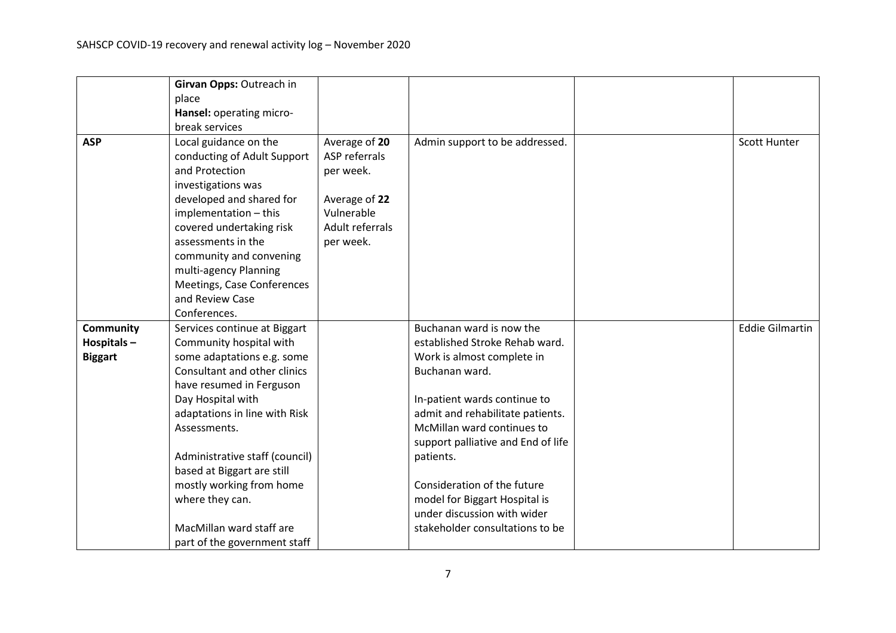| | | | | | |
|---|---|---|---|---|---|
| | **Girvan Opps:** Outreach in place<br>**Hansel:** operating micro-break services | | | | |
| **ASP** | Local guidance on the conducting of Adult Support and Protection investigations was developed and shared for implementation – this covered undertaking risk assessments in the community and convening multi-agency Planning Meetings, Case Conferences and Review Case Conferences. | Average of **20** ASP referrals per week.<br><br>Average of **22** Vulnerable Adult referrals per week. | Admin support to be addressed. | | Scott Hunter |
| **Community Hospitals – Biggart** | Services continue at Biggart Community hospital with some adaptations e.g. some Consultant and other clinics have resumed in Ferguson Day Hospital with adaptations in line with Risk Assessments.<br><br>Administrative staff (council) based at Biggart are still mostly working from home where they can.<br><br>MacMillan ward staff are part of the government staff | | Buchanan ward is now the established Stroke Rehab ward. Work is almost complete in Buchanan ward.<br><br>In-patient wards continue to admit and rehabilitate patients. McMillan ward continues to support palliative and End of life patients.<br><br>Consideration of the future model for Biggart Hospital is under discussion with wider stakeholder consultations to be | | Eddie Gilmartin |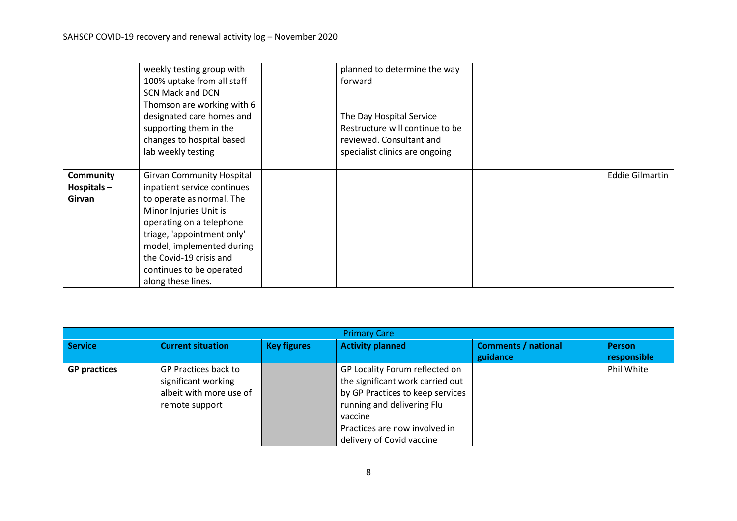| | | | | | |
|---|---|---|---|---|---|
| | weekly testing group with 100% uptake from all staff SCN Mack and DCN Thomson are working with 6 designated care homes and supporting them in the changes to hospital based lab weekly testing | | planned to determine the way forward<br><br>The Day Hospital Service Restructure will continue to be reviewed. Consultant and specialist clinics are ongoing | | |
| **Community Hospitals – Girvan** | Girvan Community Hospital inpatient service continues to operate as normal. The Minor Injuries Unit is operating on a telephone triage, 'appointment only' model, implemented during the Covid-19 crisis and continues to be operated along these lines. | | | | Eddie Gilmartin |

| Primary Care | | | | | |
|---|---|---|---|---|---|
| **Service** | **Current situation** | **Key figures** | **Activity planned** | **Comments / national guidance** | **Person responsible** |
| **GP practices** | GP Practices back to significant working albeit with more use of remote support | | GP Locality Forum reflected on the significant work carried out by GP Practices to keep services running and delivering Flu vaccine<br>Practices are now involved in delivery of Covid vaccine | | Phil White |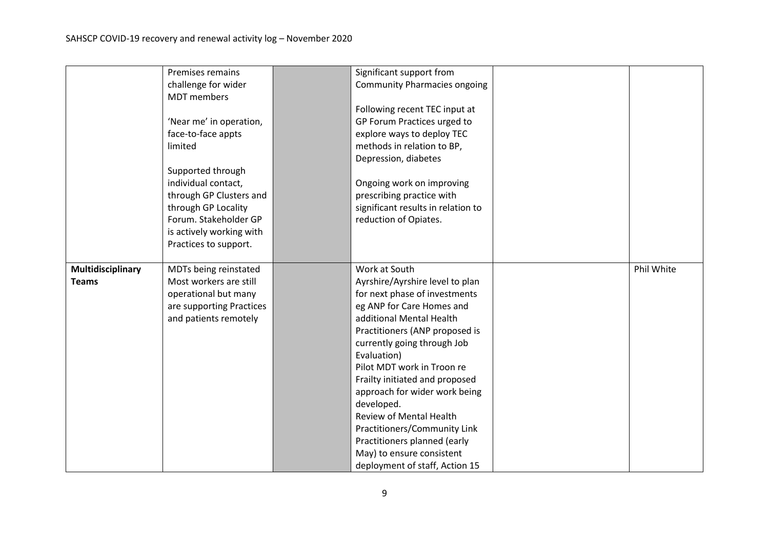| | | | | | |
|---|---|---|---|---|---|
| | Premises remains challenge for wider MDT members<br><br>'Near me' in operation, face-to-face appts limited<br><br>Supported through individual contact, through GP Clusters and through GP Locality Forum. Stakeholder GP is actively working with Practices to support. | | Significant support from Community Pharmacies ongoing<br><br>Following recent TEC input at GP Forum Practices urged to explore ways to deploy TEC methods in relation to BP, Depression, diabetes<br><br>Ongoing work on improving prescribing practice with significant results in relation to reduction of Opiates. | | |
| **Multidisciplinary Teams** | MDTs being reinstated Most workers are still operational but many are supporting Practices and patients remotely | | Work at South Ayrshire/Ayrshire level to plan for next phase of investments eg ANP for Care Homes and additional Mental Health Practitioners (ANP proposed is currently going through Job Evaluation)<br>Pilot MDT work in Troon re Frailty initiated and proposed approach for wider work being developed.<br>Review of Mental Health Practitioners/Community Link Practitioners planned (early May) to ensure consistent deployment of staff, Action 15 | | Phil White |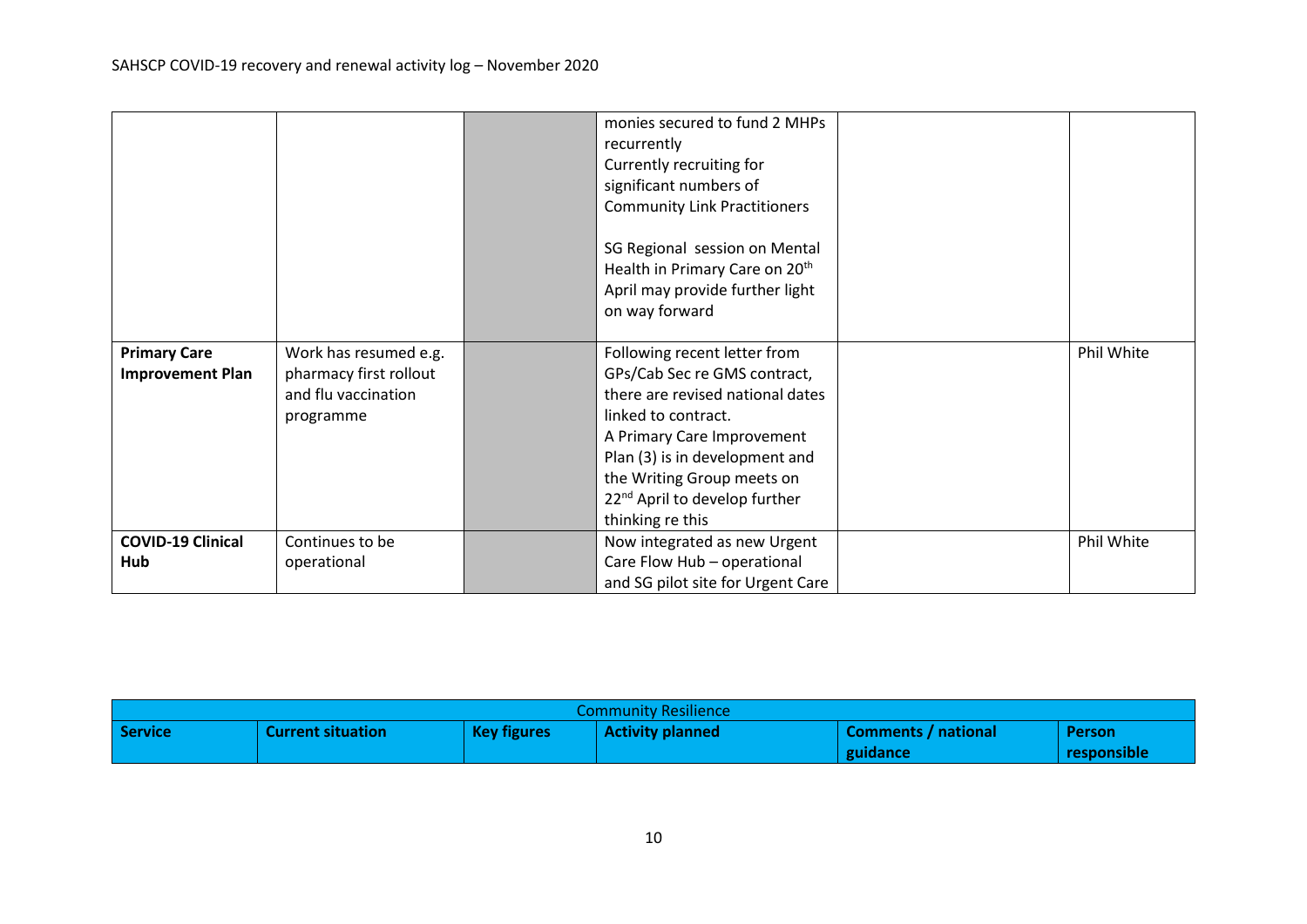| | | | | | |
|---|---|---|---|---|---|
| | | | monies secured to fund 2 MHPs recurrently<br>Currently recruiting for significant numbers of Community Link Practitioners<br><br>SG Regional session on Mental Health in Primary Care on 20th April may provide further light on way forward | | |
| **Primary Care Improvement Plan** | Work has resumed e.g. pharmacy first rollout and flu vaccination programme | | Following recent letter from GPs/Cab Sec re GMS contract, there are revised national dates linked to contract.<br>A Primary Care Improvement Plan (3) is in development and the Writing Group meets on 22nd April to develop further thinking re this | | Phil White |
| **COVID-19 Clinical Hub** | Continues to be operational | | Now integrated as new Urgent Care Flow Hub – operational and SG pilot site for Urgent Care | | Phil White |

| Community Resilience | | | | | |
|---|---|---|---|---|---|
| **Service** | **Current situation** | **Key figures** | **Activity planned** | **Comments / national guidance** | **Person responsible** |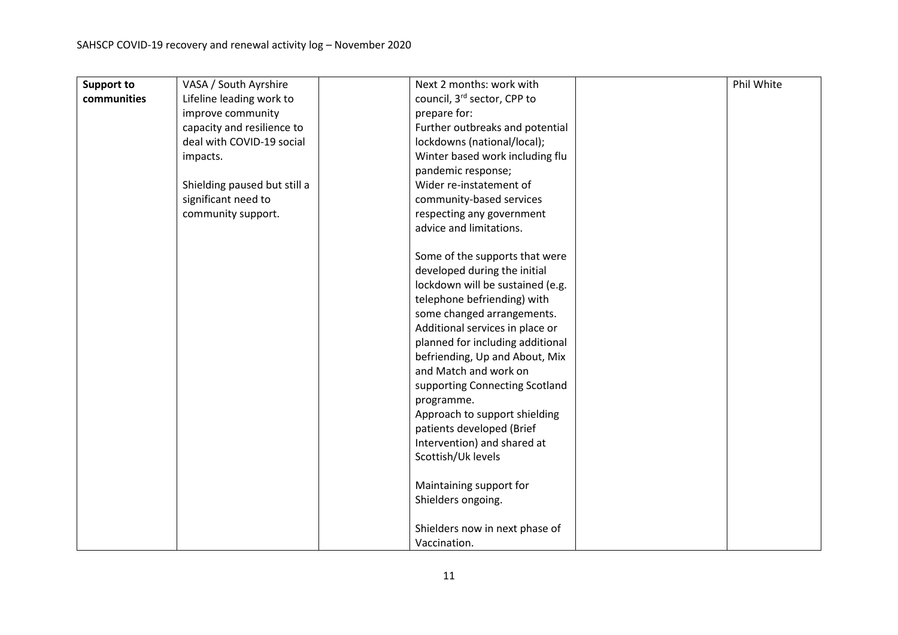| **Support to communities** | VASA / South Ayrshire Lifeline leading work to improve community capacity and resilience to deal with COVID-19 social impacts.<br><br>Shielding paused but still a significant need to community support. | | Next 2 months: work with council, 3rd sector, CPP to prepare for:<br>Further outbreaks and potential lockdowns (national/local);<br>Winter based work including flu pandemic response;<br>Wider re-instatement of community-based services respecting any government advice and limitations.<br><br>Some of the supports that were developed during the initial lockdown will be sustained (e.g. telephone befriending) with some changed arrangements.<br>Additional services in place or planned for including additional befriending, Up and About, Mix and Match and work on supporting Connecting Scotland programme.<br>Approach to support shielding patients developed (Brief Intervention) and shared at Scottish/Uk levels<br><br>Maintaining support for Shielders ongoing.<br><br>Shielders now in next phase of Vaccination. | | Phil White |
|---|---|---|---|---|---|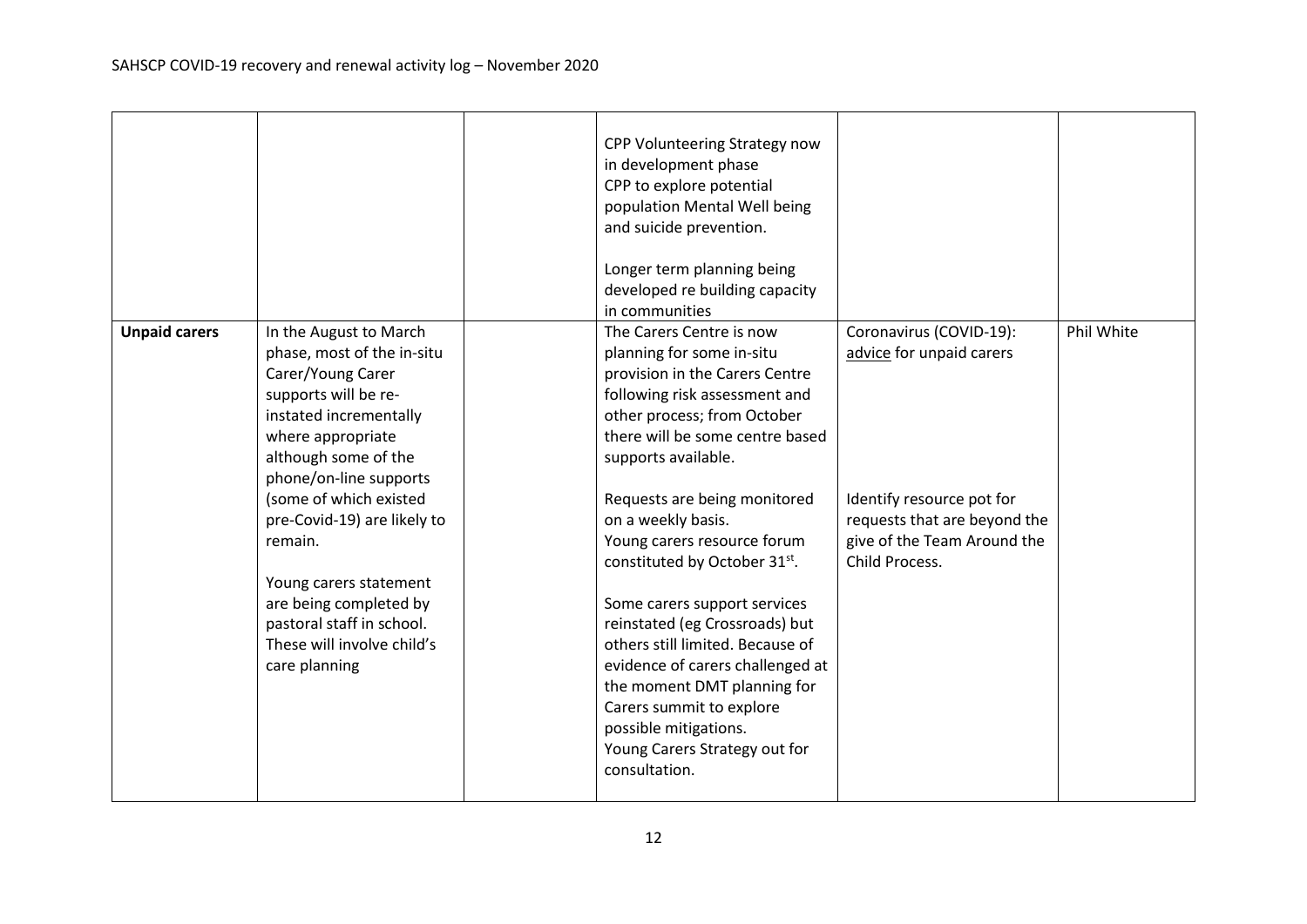| | | | | | |
|---|---|---|---|---|---|
| | | | CPP Volunteering Strategy now in development phase<br>CPP to explore potential population Mental Well being and suicide prevention.<br><br>Longer term planning being developed re building capacity in communities | | |
| **Unpaid carers** | In the August to March phase, most of the in-situ Carer/Young Carer supports will be re-instated incrementally where appropriate although some of the phone/on-line supports (some of which existed pre-Covid-19) are likely to remain.<br><br>Young carers statement are being completed by pastoral staff in school. These will involve child's care planning | | The Carers Centre is now planning for some in-situ provision in the Carers Centre following risk assessment and other process; from October there will be some centre based supports available.<br><br>Requests are being monitored on a weekly basis.<br>Young carers resource forum constituted by October 31st.<br><br>Some carers support services reinstated (eg Crossroads) but others still limited. Because of evidence of carers challenged at the moment DMT planning for Carers summit to explore possible mitigations.<br>Young Carers Strategy out for consultation. | Coronavirus (COVID-19): advice for unpaid carers<br><br>Identify resource pot for requests that are beyond the give of the Team Around the Child Process. | Phil White |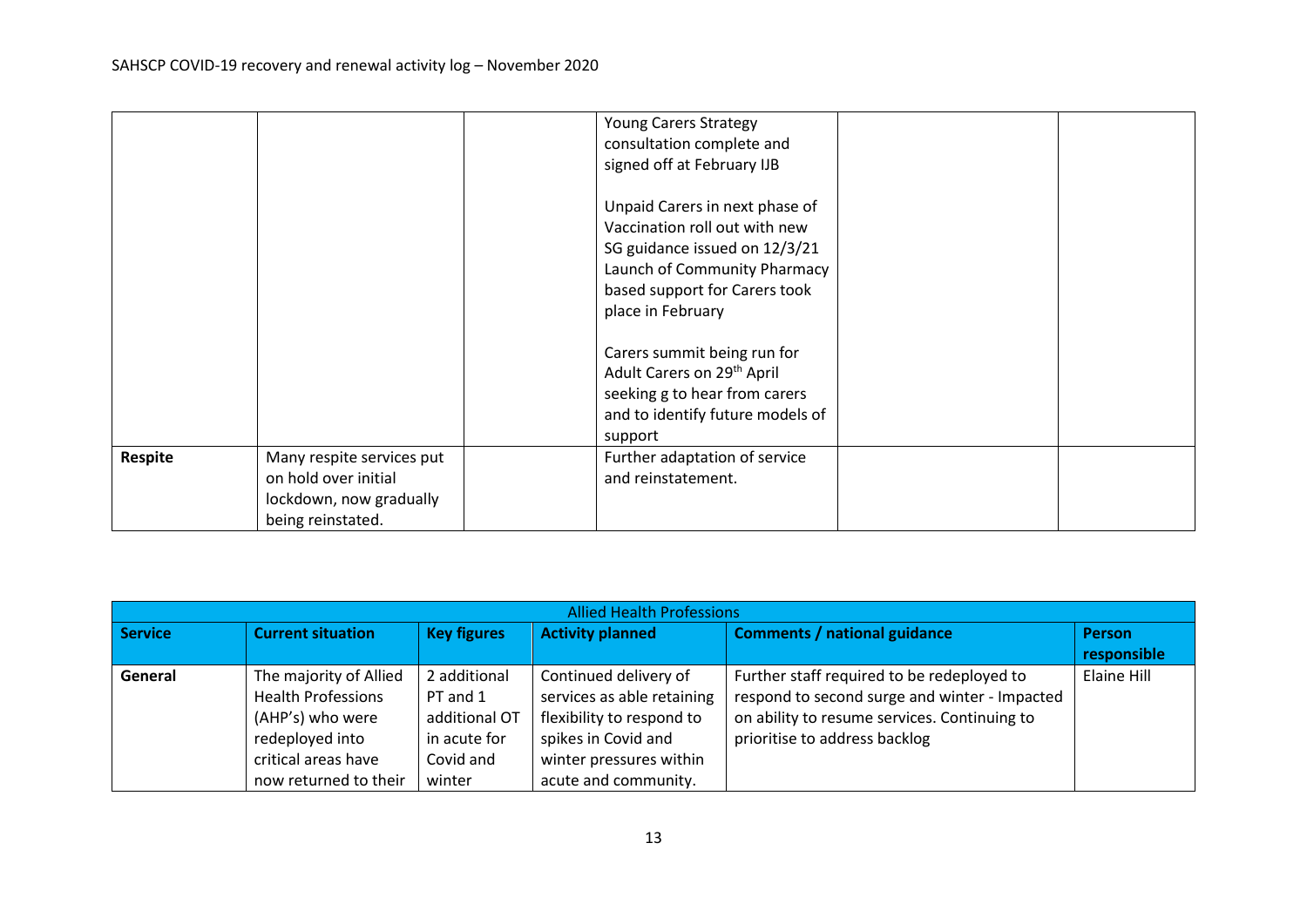| | | | | | |
|---|---|---|---|---|---|
| | | | Young Carers Strategy consultation complete and signed off at February IJB<br><br>Unpaid Carers in next phase of Vaccination roll out with new SG guidance issued on 12/3/21 Launch of Community Pharmacy based support for Carers took place in February<br><br>Carers summit being run for Adult Carers on 29th April seeking g to hear from carers and to identify future models of support | | |
| **Respite** | Many respite services put on hold over initial lockdown, now gradually being reinstated. | | Further adaptation of service and reinstatement. | | |

| Allied Health Professions | | | | | |
|---|---|---|---|---|---|
| **Service** | **Current situation** | **Key figures** | **Activity planned** | **Comments / national guidance** | **Person responsible** |
| **General** | The majority of Allied Health Professions (AHP's) who were redeployed into critical areas have now returned to their | 2 additional PT and 1 additional OT in acute for Covid and winter | Continued delivery of services as able retaining flexibility to respond to spikes in Covid and winter pressures within acute and community. | Further staff required to be redeployed to respond to second surge and winter - Impacted on ability to resume services. Continuing to prioritise to address backlog | Elaine Hill |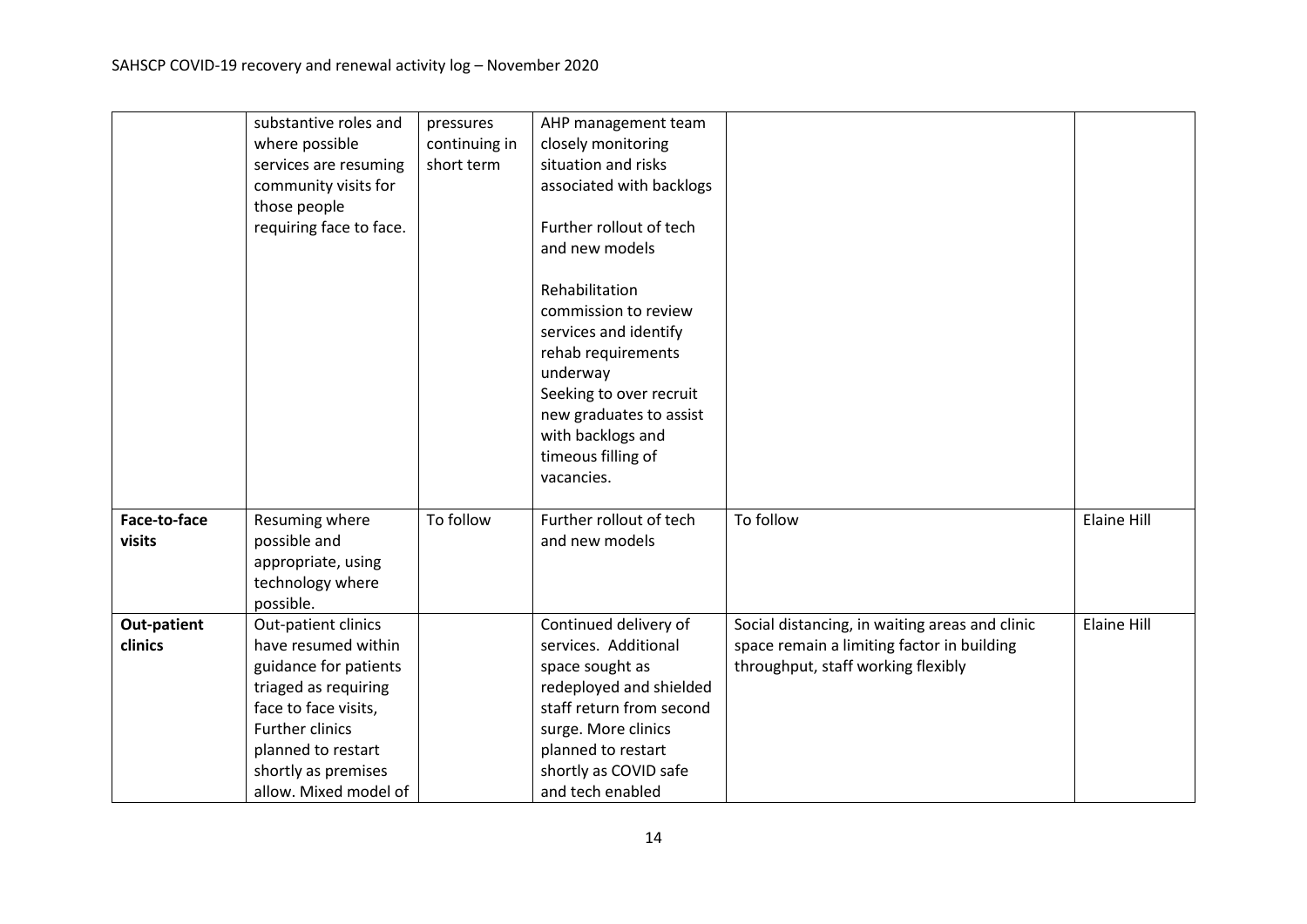| | | | | | |
|---|---|---|---|---|---|
| | substantive roles and where possible services are resuming community visits for those people requiring face to face. | pressures continuing in short term | AHP management team closely monitoring situation and risks associated with backlogs<br><br>Further rollout of tech and new models<br><br>Rehabilitation commission to review services and identify rehab requirements underway<br>Seeking to over recruit new graduates to assist with backlogs and timeous filling of vacancies. | | |
| **Face-to-face visits** | Resuming where possible and appropriate, using technology where possible. | To follow | Further rollout of tech and new models | To follow | Elaine Hill |
| **Out-patient clinics** | Out-patient clinics have resumed within guidance for patients triaged as requiring face to face visits, Further clinics planned to restart shortly as premises allow. Mixed model of | | Continued delivery of services. Additional space sought as redeployed and shielded staff return from second surge. More clinics planned to restart shortly as COVID safe and tech enabled | Social distancing, in waiting areas and clinic space remain a limiting factor in building throughput, staff working flexibly | Elaine Hill |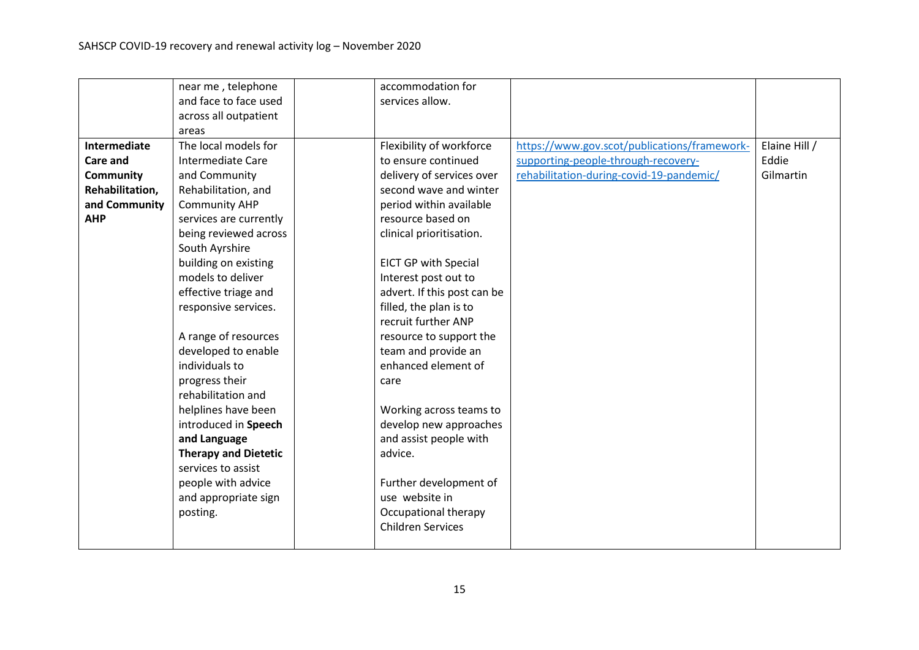| | | | | | |
|---|---|---|---|---|---|
| | near me , telephone and face to face used across all outpatient areas | | accommodation for services allow. | | |
| **Intermediate Care and Community Rehabilitation, and Community AHP** | The local models for Intermediate Care and Community Rehabilitation, and Community AHP services are currently being reviewed across South Ayrshire building on existing models to deliver effective triage and responsive services.<br><br>A range of resources developed to enable individuals to progress their rehabilitation and helplines have been introduced in **Speech and Language Therapy and Dietetic** services to assist people with advice and appropriate sign posting. | | Flexibility of workforce to ensure continued delivery of services over second wave and winter period within available resource based on clinical prioritisation.<br><br>EICT GP with Special Interest post out to advert. If this post can be filled, the plan is to recruit further ANP resource to support the team and provide an enhanced element of care<br><br>Working across teams to develop new approaches and assist people with advice.<br><br>Further development of use website in Occupational therapy Children Services | [https://www.gov.scot/publications/framework-supporting-people-through-recovery-rehabilitation-during-covid-19-pandemic/](https://www.gov.scot/publications/framework-supporting-people-through-recovery-rehabilitation-during-covid-19-pandemic/) | Elaine Hill / Eddie Gilmartin |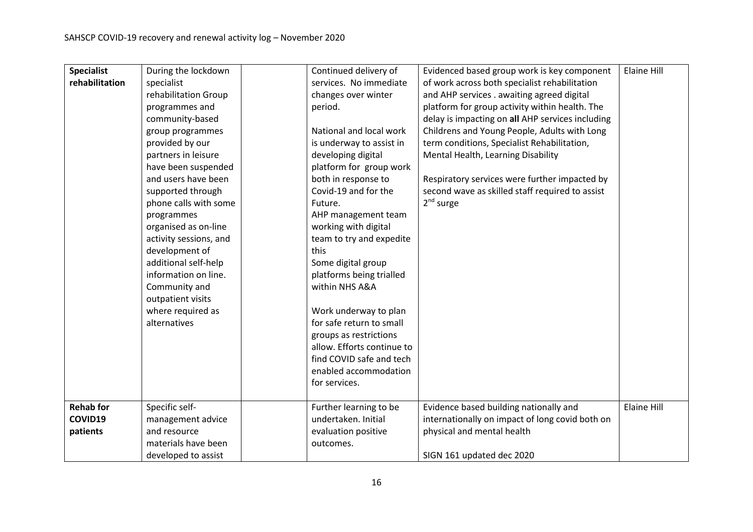| **Specialist rehabilitation** | During the lockdown specialist rehabilitation Group programmes and community-based group programmes provided by our partners in leisure have been suspended and users have been supported through phone calls with some programmes organised as on-line activity sessions, and development of additional self-help information on line. Community and outpatient visits where required as alternatives | | Continued delivery of services. No immediate changes over winter period.<br><br>National and local work is underway to assist in developing digital platform for group work both in response to Covid-19 and for the Future.<br>AHP management team working with digital team to try and expedite this<br>Some digital group platforms being trialled within NHS A&A<br><br>Work underway to plan for safe return to small groups as restrictions allow. Efforts continue to find COVID safe and tech enabled accommodation for services. | Evidenced based group work is key component of work across both specialist rehabilitation and AHP services . awaiting agreed digital platform for group activity within health. The delay is impacting on **all** AHP services including Childrens and Young People, Adults with Long term conditions, Specialist Rehabilitation, Mental Health, Learning Disability<br><br>Respiratory services were further impacted by second wave as skilled staff required to assist 2nd surge | Elaine Hill |
|---|---|---|---|---|---|
| **Rehab for COVID19 patients** | Specific self-management advice and resource materials have been developed to assist | | Further learning to be undertaken. Initial evaluation positive outcomes. | Evidence based building nationally and internationally on impact of long covid both on physical and mental health<br><br>SIGN 161 updated dec 2020 | Elaine Hill |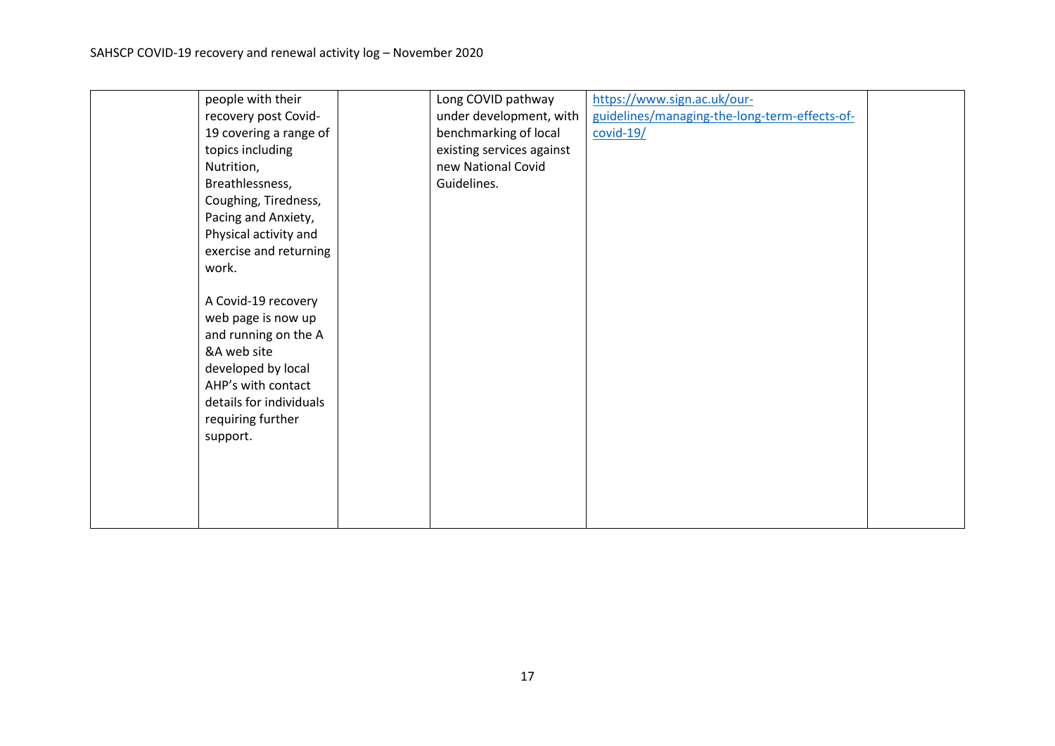| | | | | | |
|---|---|---|---|---|---|
| | people with their recovery post Covid-19 covering a range of topics including Nutrition, Breathlessness, Coughing, Tiredness, Pacing and Anxiety, Physical activity and exercise and returning work.<br><br>A Covid-19 recovery web page is now up and running on the A &A web site developed by local AHP's with contact details for individuals requiring further support. | | Long COVID pathway under development, with benchmarking of local existing services against new National Covid Guidelines. | https://www.sign.ac.uk/our-guidelines/managing-the-long-term-effects-of-covid-19/ | |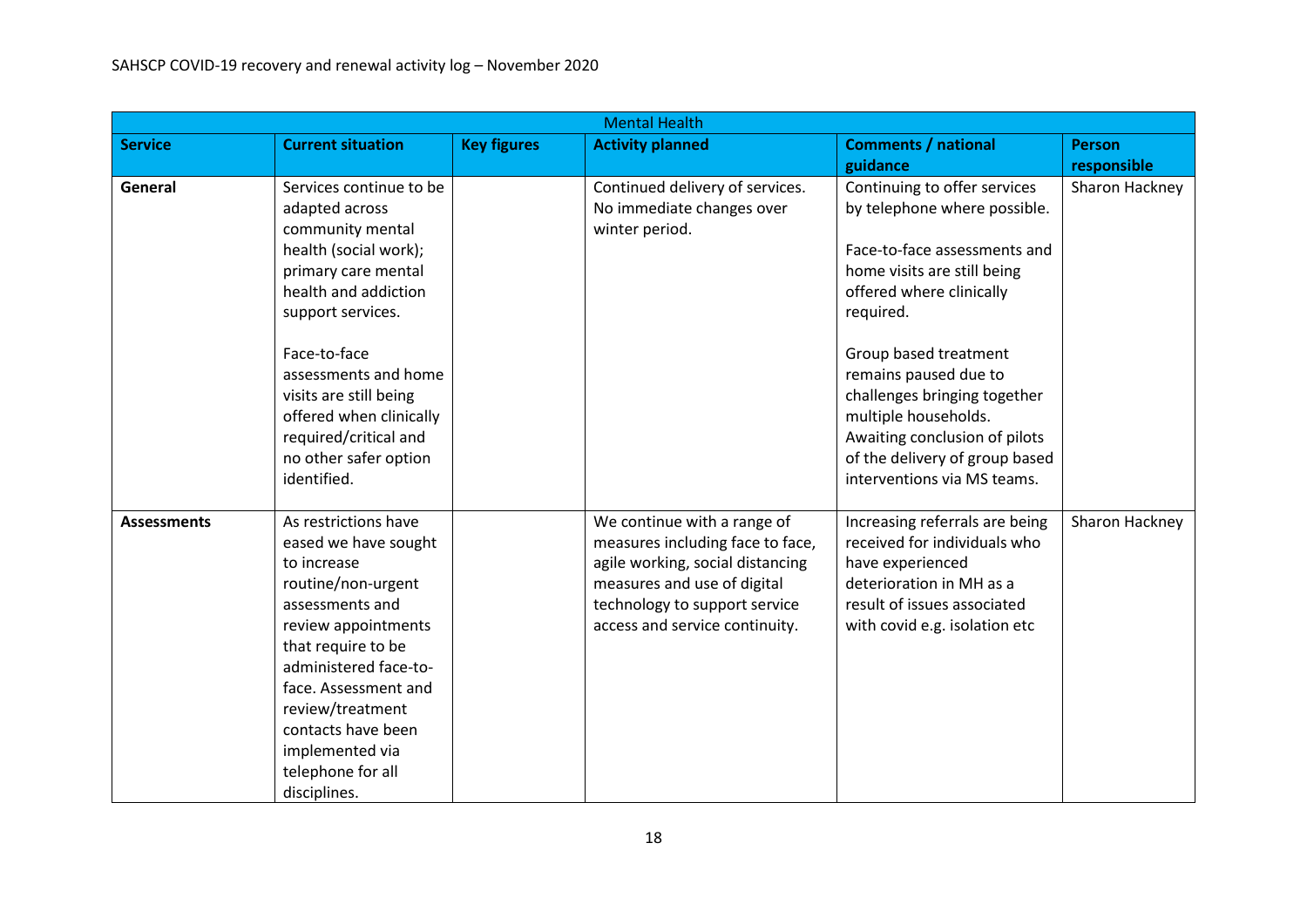SAHSCP COVID-19 recovery and renewal activity log – November 2020

| Mental Health | | | | | |
|---|---|---|---|---|---|
| **Service** | **Current situation** | **Key figures** | **Activity planned** | **Comments / national guidance** | **Person responsible** |
| **General** | Services continue to be adapted across community mental health (social work); primary care mental health and addiction support services.<br><br>Face-to-face assessments and home visits are still being offered when clinically required/critical and no other safer option identified. | | Continued delivery of services. No immediate changes over winter period. | Continuing to offer services by telephone where possible.<br><br>Face-to-face assessments and home visits are still being offered where clinically required.<br><br>Group based treatment remains paused due to challenges bringing together multiple households. Awaiting conclusion of pilots of the delivery of group based interventions via MS teams. | Sharon Hackney |
| **Assessments** | As restrictions have eased we have sought to increase routine/non-urgent assessments and review appointments that require to be administered face-to-face. Assessment and review/treatment contacts have been implemented via telephone for all disciplines. | | We continue with a range of measures including face to face, agile working, social distancing measures and use of digital technology to support service access and service continuity. | Increasing referrals are being received for individuals who have experienced deterioration in MH as a result of issues associated with covid e.g. isolation etc | Sharon Hackney |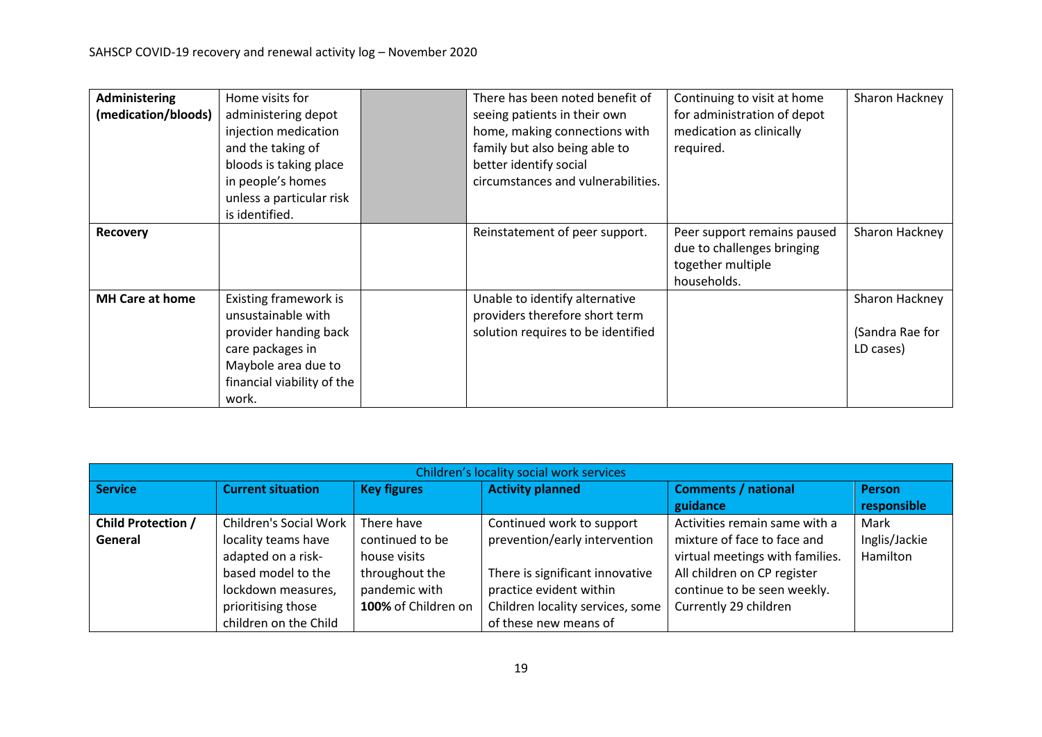| | | | | | |
|---|---|---|---|---|---|
| **Administering (medication/bloods)** | Home visits for administering depot injection medication and the taking of bloods is taking place in people's homes unless a particular risk is identified. | | There has been noted benefit of seeing patients in their own home, making connections with family but also being able to better identify social circumstances and vulnerabilities. | Continuing to visit at home for administration of depot medication as clinically required. | Sharon Hackney |
| **Recovery** | | | Reinstatement of peer support. | Peer support remains paused due to challenges bringing together multiple households. | Sharon Hackney |
| **MH Care at home** | Existing framework is unsustainable with provider handing back care packages in Maybole area due to financial viability of the work. | | Unable to identify alternative providers therefore short term solution requires to be identified | | Sharon Hackney<br><br>(Sandra Rae for LD cases) |

| Children's locality social work services | | | | | |
|---|---|---|---|---|---|
| **Service** | **Current situation** | **Key figures** | **Activity planned** | **Comments / national guidance** | **Person responsible** |
| **Child Protection / General** | Children's Social Work locality teams have adapted on a risk-based model to the lockdown measures, prioritising those children on the Child | There have continued to be house visits throughout the pandemic with **100%** of Children on | Continued work to support prevention/early intervention<br><br>There is significant innovative practice evident within Children locality services, some of these new means of | Activities remain same with a mixture of face to face and virtual meetings with families. All children on CP register continue to be seen weekly. Currently 29 children | Mark Inglis/Jackie Hamilton |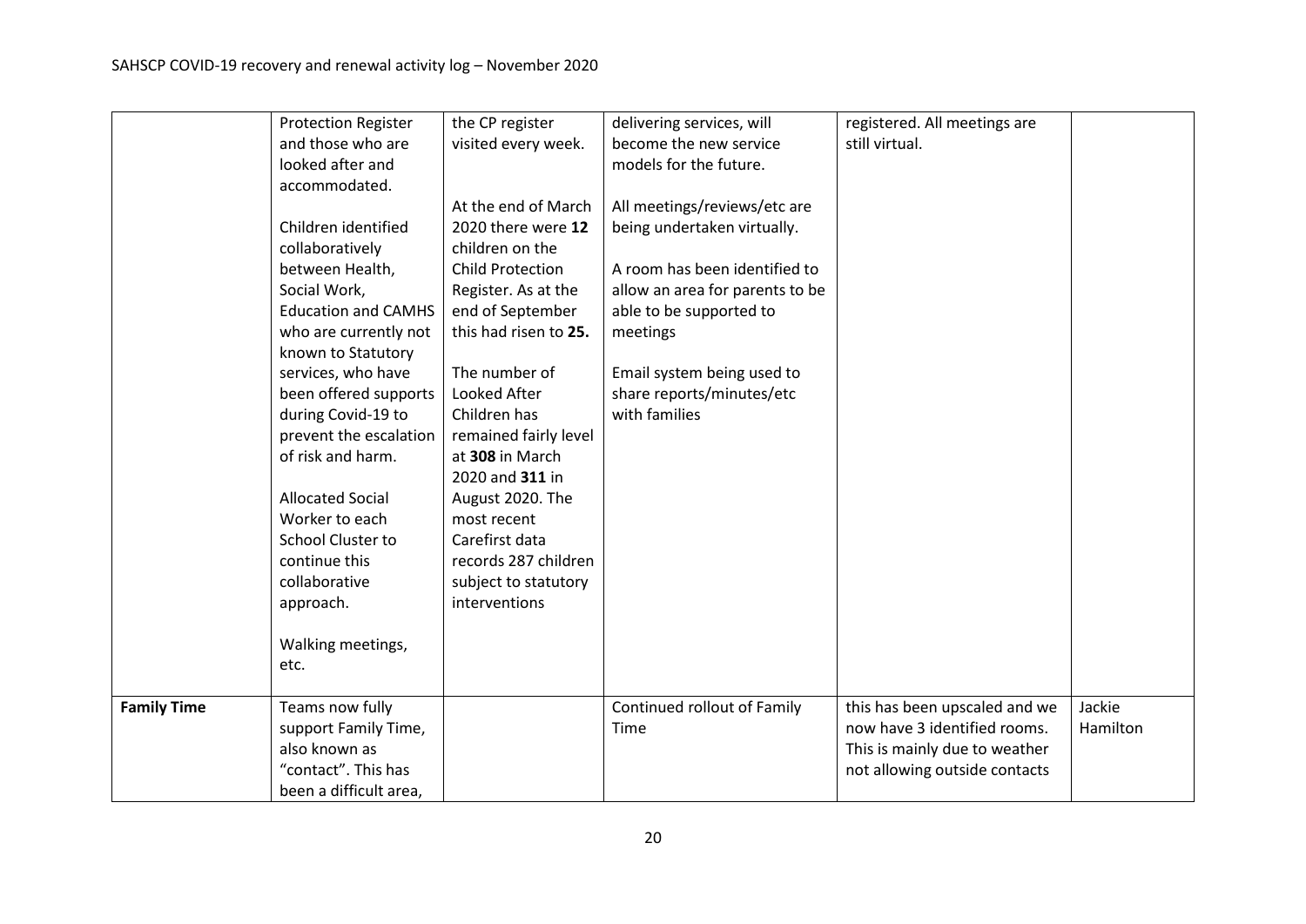| | | | | | |
|---|---|---|---|---|---|
| | Protection Register and those who are looked after and accommodated.<br><br>Children identified collaboratively between Health, Social Work, Education and CAMHS who are currently not known to Statutory services, who have been offered supports during Covid-19 to prevent the escalation of risk and harm.<br><br>Allocated Social Worker to each School Cluster to continue this collaborative approach.<br><br>Walking meetings, etc. | the CP register visited every week.<br><br>At the end of March 2020 there were **12** children on the Child Protection Register. As at the end of September this had risen to **25.**<br><br>The number of Looked After Children has remained fairly level at **308** in March 2020 and **311** in August 2020. The most recent Carefirst data records 287 children subject to statutory interventions | delivering services, will become the new service models for the future.<br><br>All meetings/reviews/etc are being undertaken virtually.<br><br>A room has been identified to allow an area for parents to be able to be supported to meetings<br><br>Email system being used to share reports/minutes/etc with families | registered. All meetings are still virtual. | |
| **Family Time** | Teams now fully support Family Time, also known as "contact". This has been a difficult area, | | Continued rollout of Family Time | this has been upscaled and we now have 3 identified rooms. This is mainly due to weather not allowing outside contacts | Jackie Hamilton |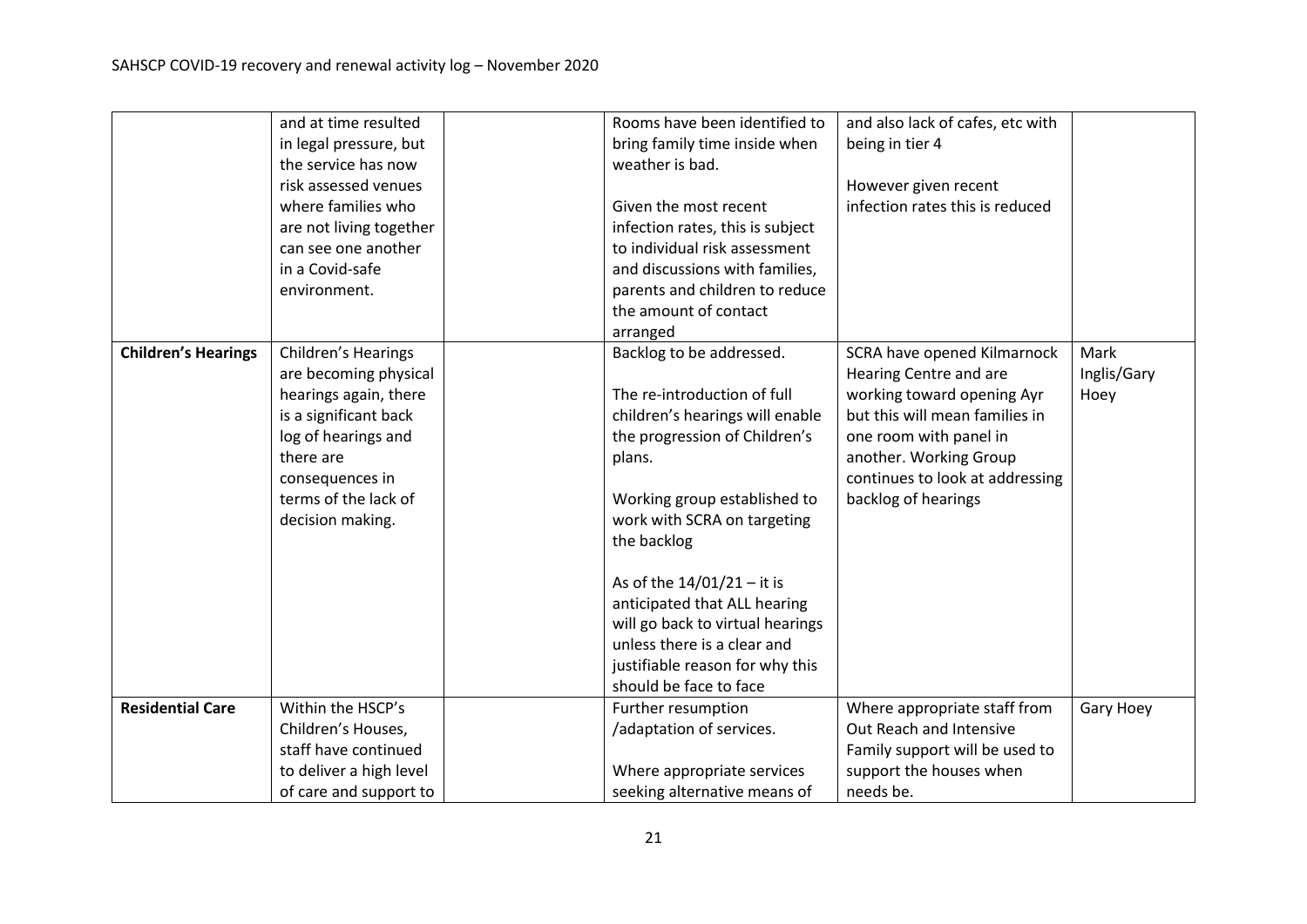| | | | | | |
|---|---|---|---|---|---|
| | and at time resulted in legal pressure, but the service has now risk assessed venues where families who are not living together can see one another in a Covid-safe environment. | | Rooms have been identified to bring family time inside when weather is bad.<br><br>Given the most recent infection rates, this is subject to individual risk assessment and discussions with families, parents and children to reduce the amount of contact arranged | and also lack of cafes, etc with being in tier 4<br><br>However given recent infection rates this is reduced | |
| **Children's Hearings** | Children's Hearings are becoming physical hearings again, there is a significant back log of hearings and there are consequences in terms of the lack of decision making. | | Backlog to be addressed.<br><br>The re-introduction of full children's hearings will enable the progression of Children's plans.<br><br>Working group established to work with SCRA on targeting the backlog<br><br>As of the 14/01/21 – it is anticipated that ALL hearing will go back to virtual hearings unless there is a clear and justifiable reason for why this should be face to face | SCRA have opened Kilmarnock Hearing Centre and are working toward opening Ayr but this will mean families in one room with panel in another. Working Group continues to look at addressing backlog of hearings | Mark Inglis/Gary Hoey |
| **Residential Care** | Within the HSCP's Children's Houses, staff have continued to deliver a high level of care and support to | | Further resumption /adaptation of services.<br><br>Where appropriate services seeking alternative means of | Where appropriate staff from Out Reach and Intensive Family support will be used to support the houses when needs be. | Gary Hoey |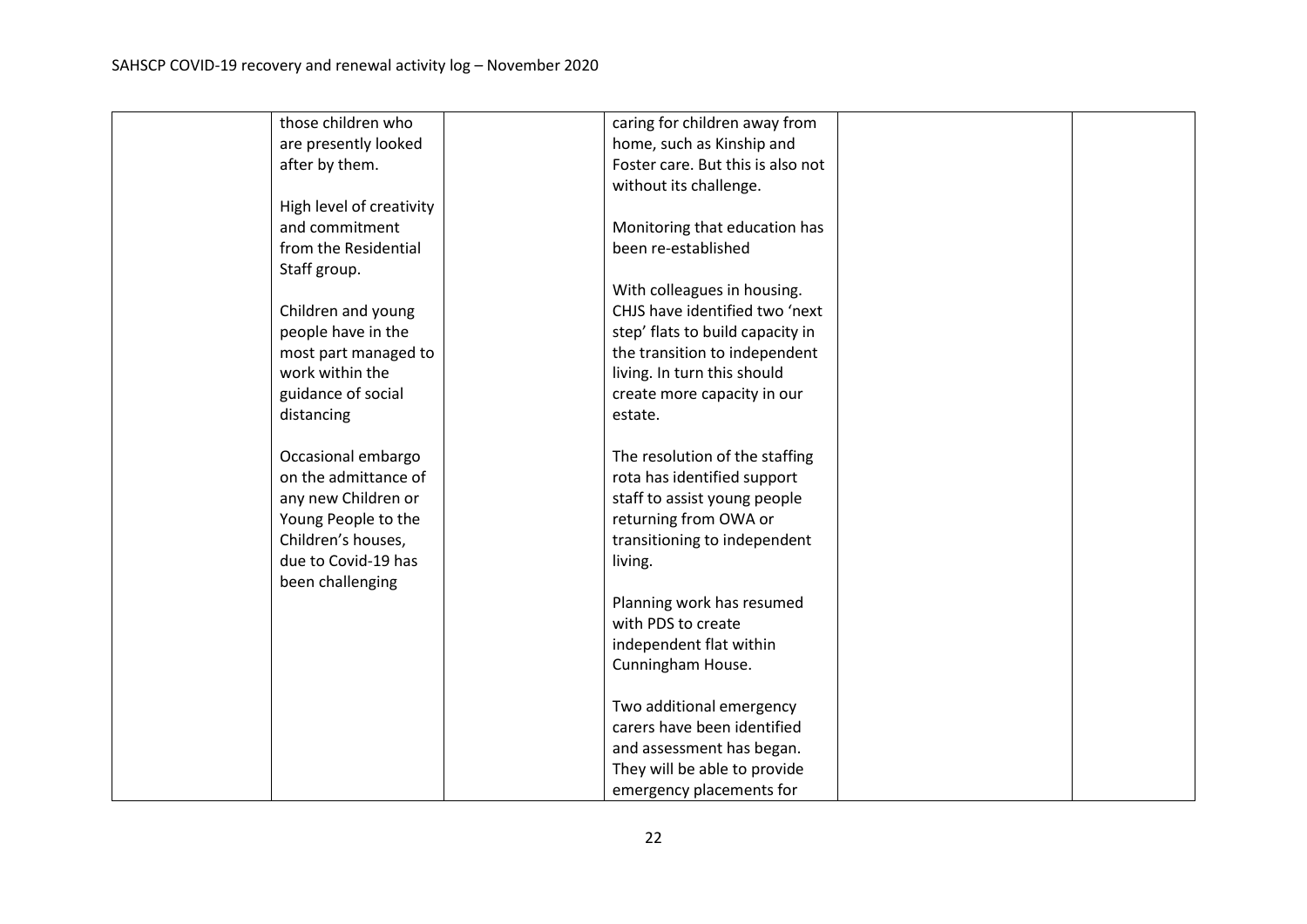| | | | | | |
|---|---|---|---|---|---|
| | those children who are presently looked after by them.<br><br>High level of creativity and commitment from the Residential Staff group.<br><br>Children and young people have in the most part managed to work within the guidance of social distancing<br><br>Occasional embargo on the admittance of any new Children or Young People to the Children's houses, due to Covid-19 has been challenging | | caring for children away from home, such as Kinship and Foster care. But this is also not without its challenge.<br><br>Monitoring that education has been re-established<br><br>With colleagues in housing. CHJS have identified two 'next step' flats to build capacity in the transition to independent living. In turn this should create more capacity in our estate.<br><br>The resolution of the staffing rota has identified support staff to assist young people returning from OWA or transitioning to independent living.<br><br>Planning work has resumed with PDS to create independent flat within Cunningham House.<br><br>Two additional emergency carers have been identified and assessment has began. They will be able to provide emergency placements for | | |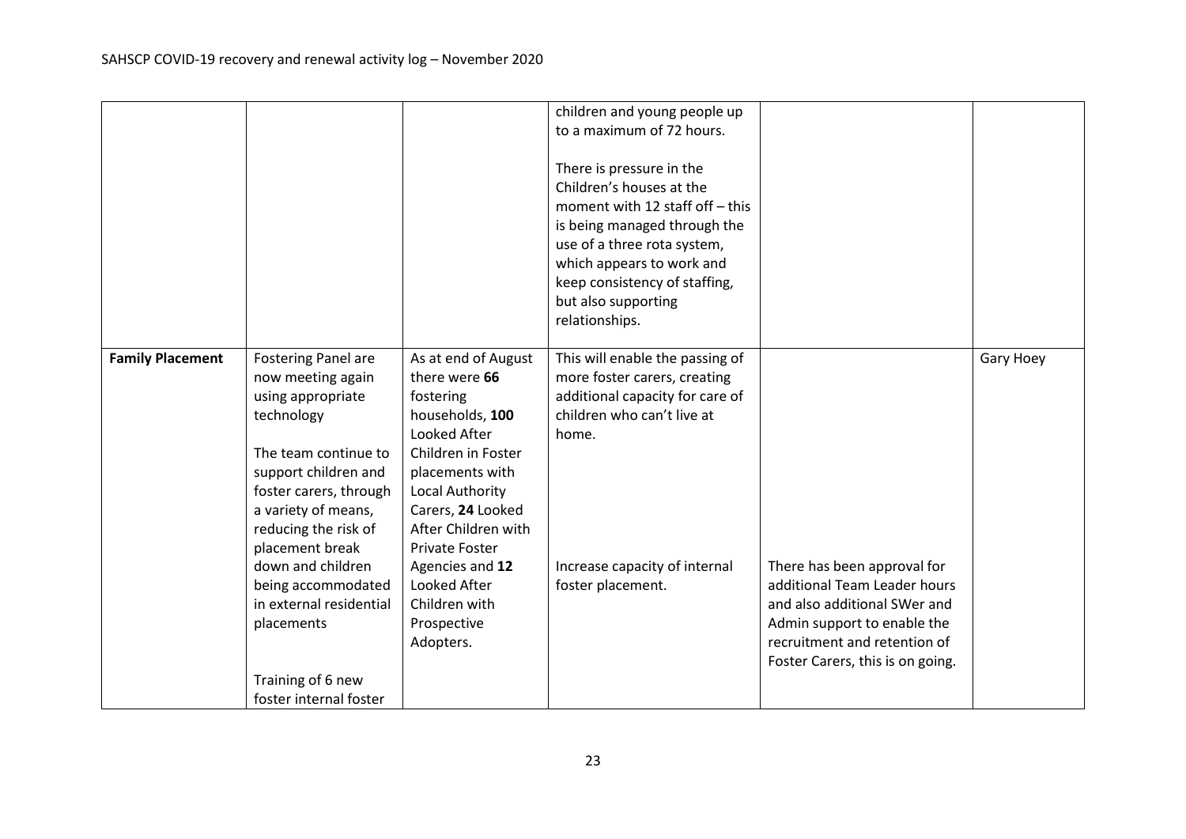| | | | | | |
|---|---|---|---|---|---|
| | | | children and young people up to a maximum of 72 hours.<br><br>There is pressure in the Children's houses at the moment with 12 staff off – this is being managed through the use of a three rota system, which appears to work and keep consistency of staffing, but also supporting relationships. | | |
| **Family Placement** | Fostering Panel are now meeting again using appropriate technology<br><br>The team continue to support children and foster carers, through a variety of means, reducing the risk of placement break down and children being accommodated in external residential placements<br><br>Training of 6 new foster internal foster | As at end of August there were **66** fostering households, **100** Looked After Children in Foster placements with Local Authority Carers, **24** Looked After Children with Private Foster Agencies and **12** Looked After Children with Prospective Adopters. | This will enable the passing of more foster carers, creating additional capacity for care of children who can't live at home.<br><br>Increase capacity of internal foster placement. | There has been approval for additional Team Leader hours and also additional SWer and Admin support to enable the recruitment and retention of Foster Carers, this is on going. | Gary Hoey |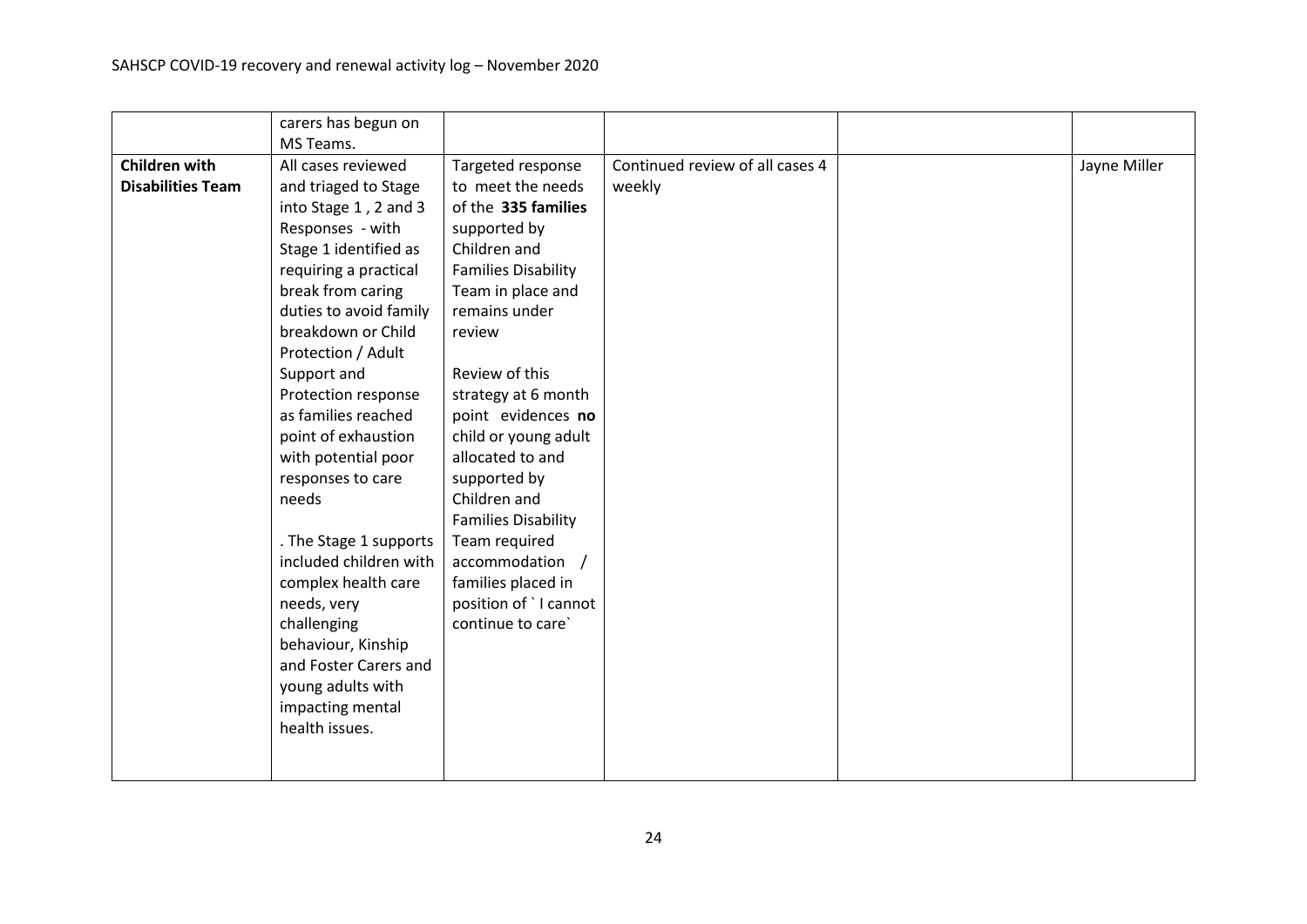| | | | | | |
|---|---|---|---|---|---|
| | carers has begun on MS Teams. | | | | |
| **Children with Disabilities Team** | All cases reviewed and triaged to Stage into Stage 1 , 2 and 3 Responses - with Stage 1 identified as requiring a practical break from caring duties to avoid family breakdown or Child Protection / Adult Support and Protection response as families reached point of exhaustion with potential poor responses to care needs<br><br>. The Stage 1 supports included children with complex health care needs, very challenging behaviour, Kinship and Foster Carers and young adults with impacting mental health issues. | Targeted response to meet the needs of the **335 families** supported by Children and Families Disability Team in place and remains under review<br><br>Review of this strategy at 6 month point evidences **no** child or young adult allocated to and supported by Children and Families Disability Team required accommodation / families placed in position of ` I cannot continue to care` | Continued review of all cases 4 weekly | | Jayne Miller |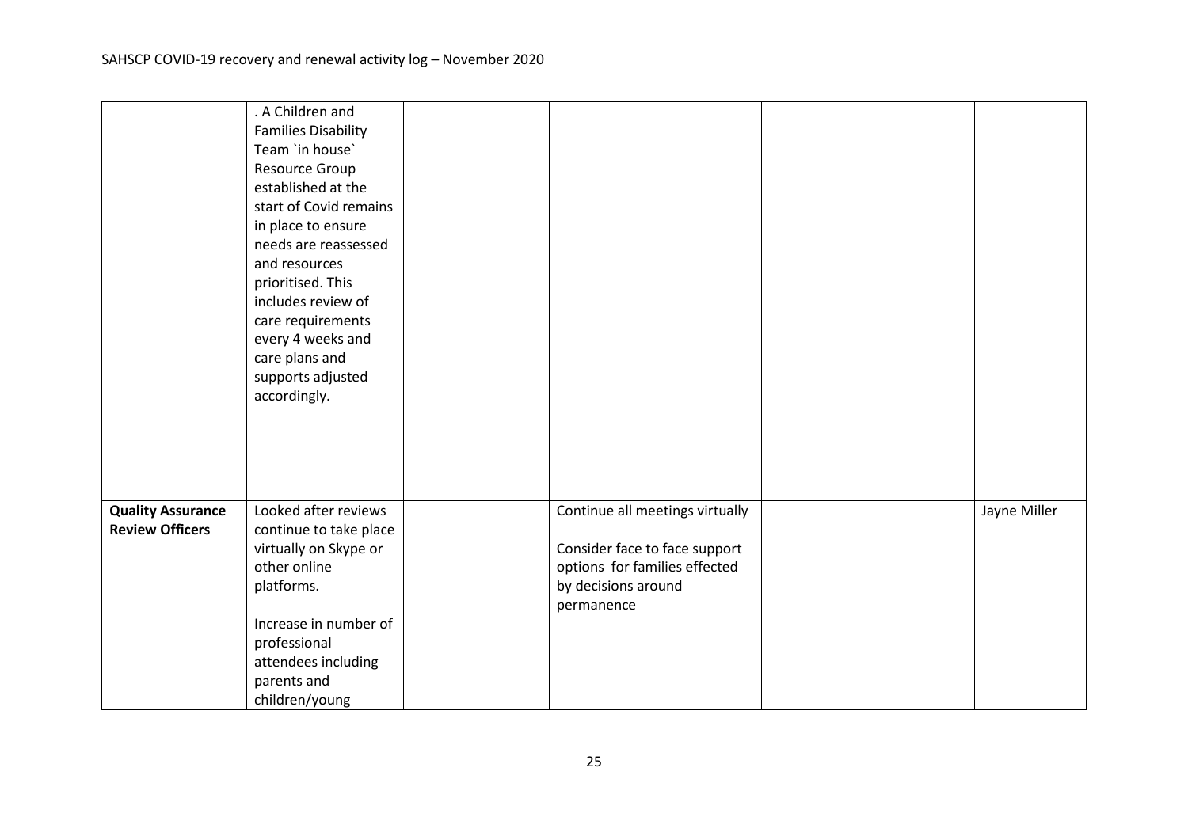| | | | | | |
|---|---|---|---|---|---|
| | . A Children and Families Disability Team `in house` Resource Group established at the start of Covid remains in place to ensure needs are reassessed and resources prioritised. This includes review of care requirements every 4 weeks and care plans and supports adjusted accordingly. | | | | |
| **Quality Assurance Review Officers** | Looked after reviews continue to take place virtually on Skype or other online platforms.<br><br>Increase in number of professional attendees including parents and children/young | | Continue all meetings virtually<br><br>Consider face to face support options for families effected by decisions around permanence | | Jayne Miller |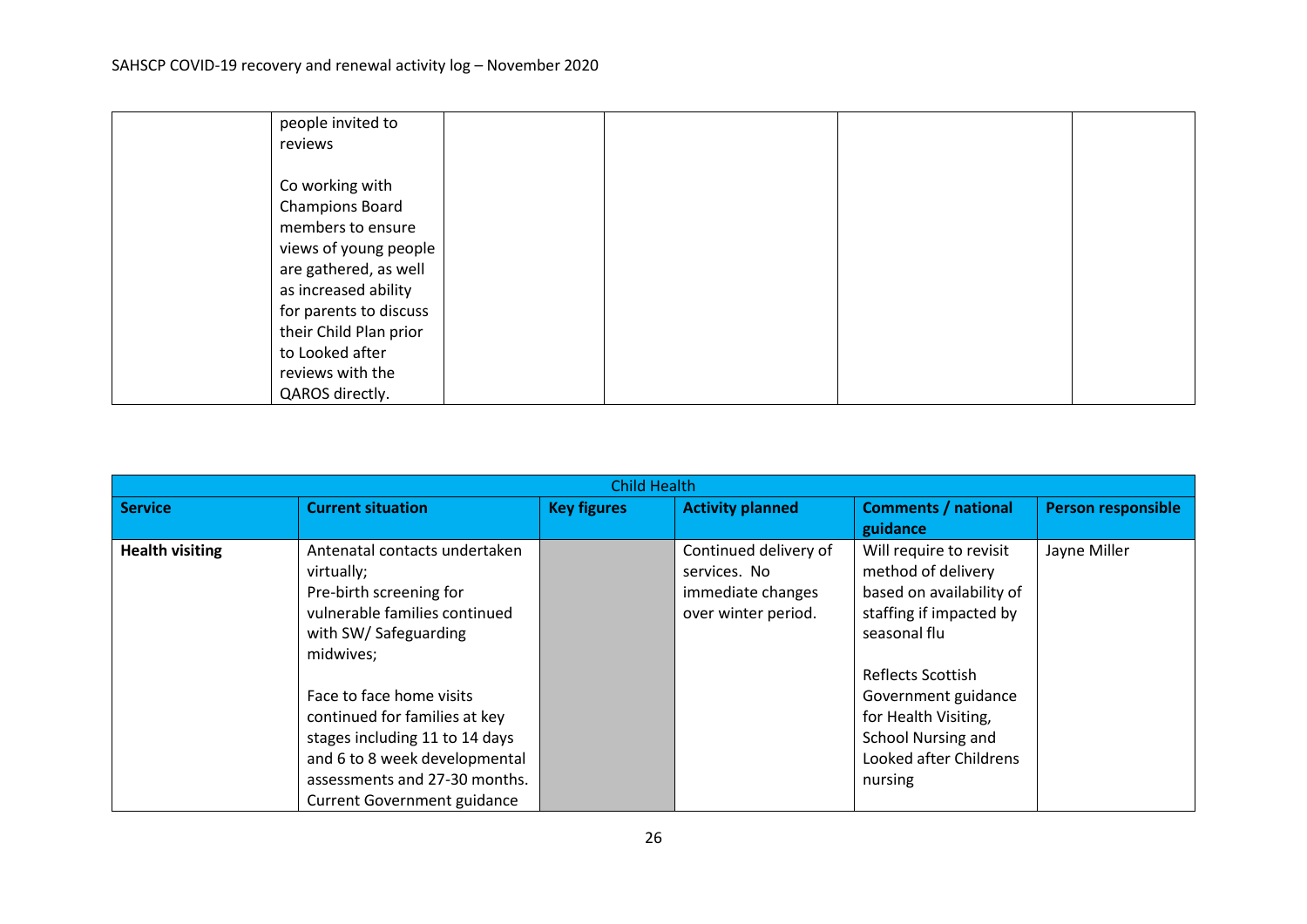| | | | | | |
|---|---|---|---|---|---|
| | people invited to reviews<br><br>Co working with Champions Board members to ensure views of young people are gathered, as well as increased ability for parents to discuss their Child Plan prior to Looked after reviews with the QAROS directly. | | | | |

| Child Health | | | | | |
|---|---|---|---|---|---|
| **Service** | **Current situation** | **Key figures** | **Activity planned** | **Comments / national guidance** | **Person responsible** |
| **Health visiting** | Antenatal contacts undertaken virtually;<br>Pre-birth screening for vulnerable families continued with SW/ Safeguarding midwives;<br><br>Face to face home visits continued for families at key stages including 11 to 14 days and 6 to 8 week developmental assessments and 27-30 months. Current Government guidance | | Continued delivery of services. No immediate changes over winter period. | Will require to revisit method of delivery based on availability of staffing if impacted by seasonal flu<br><br>Reflects Scottish Government guidance for Health Visiting, School Nursing and Looked after Childrens nursing | Jayne Miller |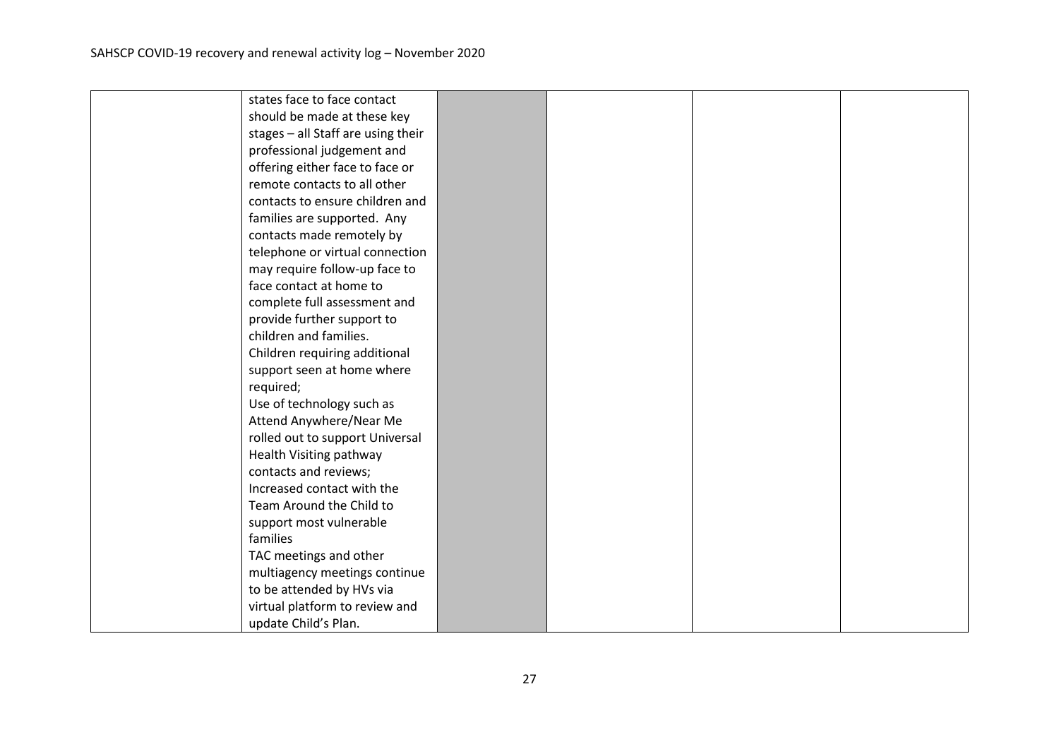|  |  |  |  |  |  |
|---|---|---|---|---|---|
|  | states face to face contact should be made at these key stages – all Staff are using their professional judgement and offering either face to face or remote contacts to all other contacts to ensure children and families are supported. Any contacts made remotely by telephone or virtual connection may require follow-up face to face contact at home to complete full assessment and provide further support to children and families.<br>Children requiring additional support seen at home where required;<br>Use of technology such as Attend Anywhere/Near Me rolled out to support Universal Health Visiting pathway contacts and reviews;<br>Increased contact with the Team Around the Child to support most vulnerable families<br>TAC meetings and other multiagency meetings continue to be attended by HVs via virtual platform to review and update Child's Plan. |  |  |  |  |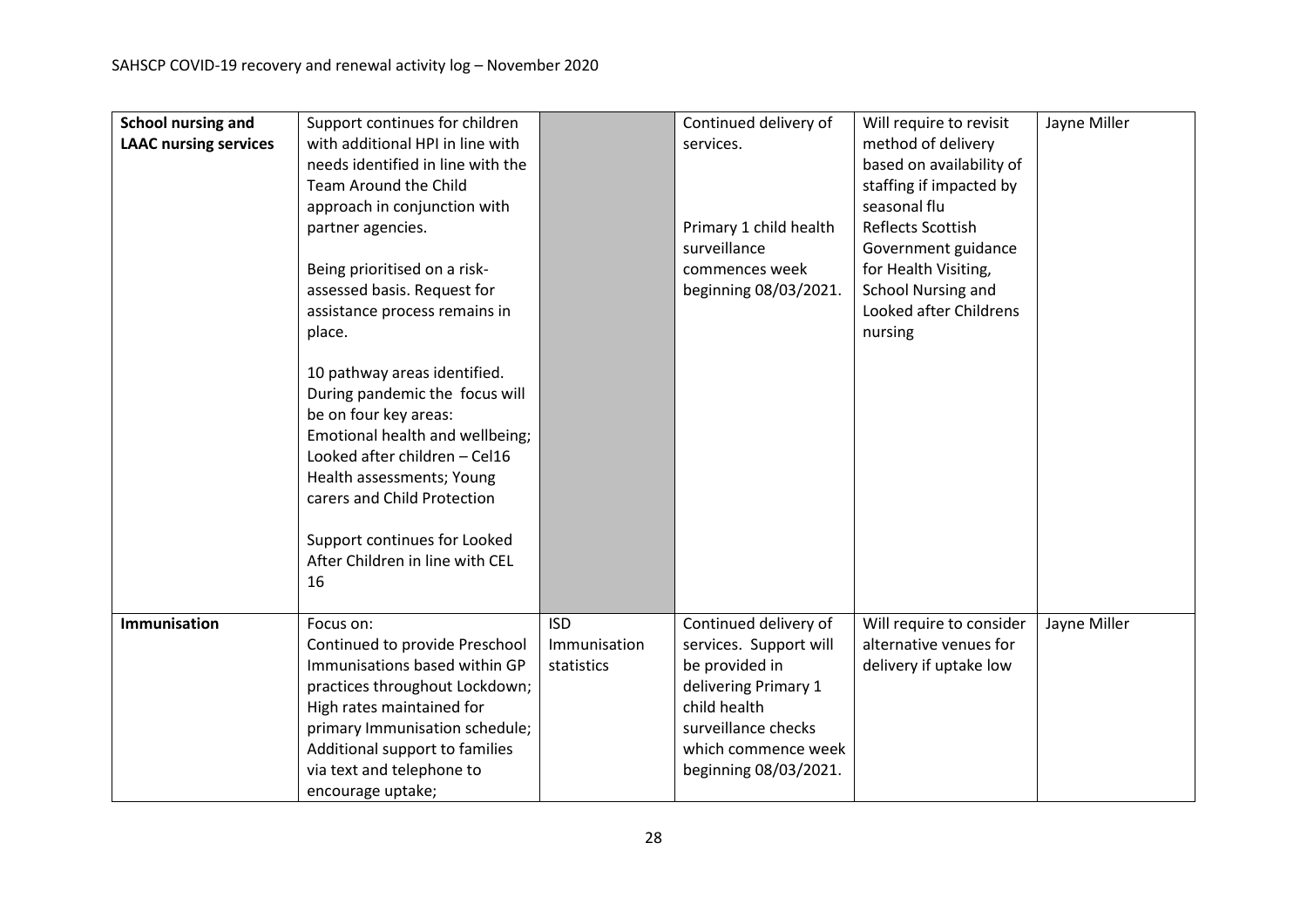| **School nursing and LAAC nursing services** | Support continues for children with additional HPI in line with needs identified in line with the Team Around the Child approach in conjunction with partner agencies.<br><br>Being prioritised on a risk-assessed basis. Request for assistance process remains in place.<br><br>10 pathway areas identified. During pandemic the focus will be on four key areas: Emotional health and wellbeing; Looked after children – Cel16 Health assessments; Young carers and Child Protection<br><br>Support continues for Looked After Children in line with CEL 16 | | Continued delivery of services.<br><br>Primary 1 child health surveillance commences week beginning 08/03/2021. | Will require to revisit method of delivery based on availability of staffing if impacted by seasonal flu<br>Reflects Scottish Government guidance for Health Visiting, School Nursing and Looked after Childrens nursing | Jayne Miller |
|---|---|---|---|---|---|
| **Immunisation** | Focus on:<br>Continued to provide Preschool Immunisations based within GP practices throughout Lockdown;<br>High rates maintained for primary Immunisation schedule;<br>Additional support to families via text and telephone to encourage uptake; | ISD Immunisation statistics | Continued delivery of services. Support will be provided in delivering Primary 1 child health surveillance checks which commence week beginning 08/03/2021. | Will require to consider alternative venues for delivery if uptake low | Jayne Miller |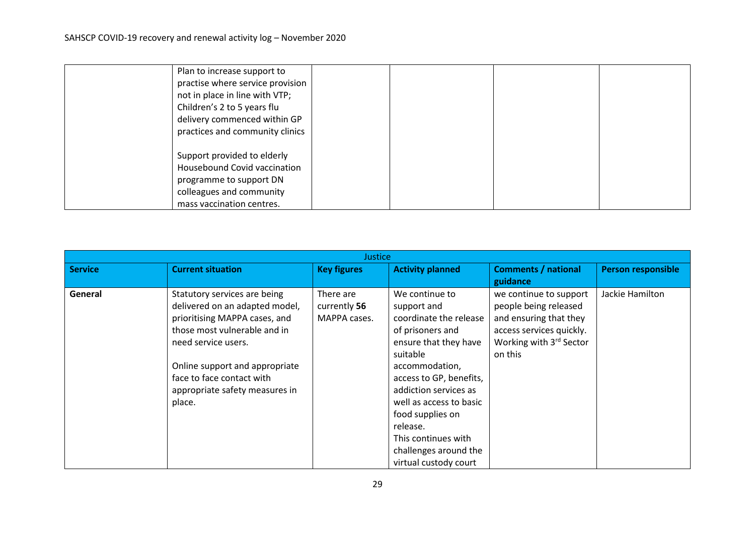| | | | | | |
|---|---|---|---|---|---|
| | Plan to increase support to practise where service provision not in place in line with VTP; Children's 2 to 5 years flu delivery commenced within GP practices and community clinics<br><br>Support provided to elderly Housebound Covid vaccination programme to support DN colleagues and community mass vaccination centres. | | | | |

| Justice | | | | | |
|---|---|---|---|---|---|
| **Service** | **Current situation** | **Key figures** | **Activity planned** | **Comments / national guidance** | **Person responsible** |
| **General** | Statutory services are being delivered on an adapted model, prioritising MAPPA cases, and those most vulnerable and in need service users.<br><br>Online support and appropriate face to face contact with appropriate safety measures in place. | There are currently **56** MAPPA cases. | We continue to support and coordinate the release of prisoners and ensure that they have suitable accommodation, access to GP, benefits, addiction services as well as access to basic food supplies on release.<br>This continues with challenges around the virtual custody court | we continue to support people being released and ensuring that they access services quickly. Working with 3rd Sector on this | Jackie Hamilton |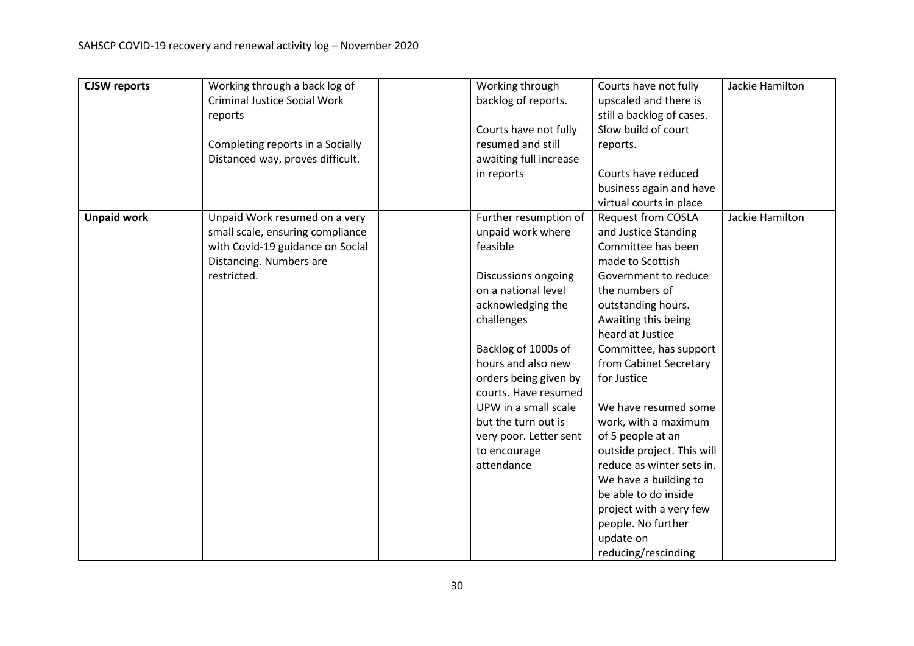| | | | | | |
|---|---|---|---|---|---|
| **CJSW reports** | Working through a back log of Criminal Justice Social Work reports<br><br>Completing reports in a Socially Distanced way, proves difficult. | | Working through backlog of reports.<br><br>Courts have not fully resumed and still awaiting full increase in reports | Courts have not fully upscaled and there is still a backlog of cases. Slow build of court reports.<br><br>Courts have reduced business again and have virtual courts in place | Jackie Hamilton |
| **Unpaid work** | Unpaid Work resumed on a very small scale, ensuring compliance with Covid-19 guidance on Social Distancing. Numbers are restricted. | | Further resumption of unpaid work where feasible<br><br>Discussions ongoing on a national level acknowledging the challenges<br><br>Backlog of 1000s of hours and also new orders being given by courts. Have resumed UPW in a small scale but the turn out is very poor. Letter sent to encourage attendance | Request from COSLA and Justice Standing Committee has been made to Scottish Government to reduce the numbers of outstanding hours. Awaiting this being heard at Justice Committee, has support from Cabinet Secretary for Justice<br><br>We have resumed some work, with a maximum of 5 people at an outside project. This will reduce as winter sets in. We have a building to be able to do inside project with a very few people. No further update on reducing/rescinding | Jackie Hamilton |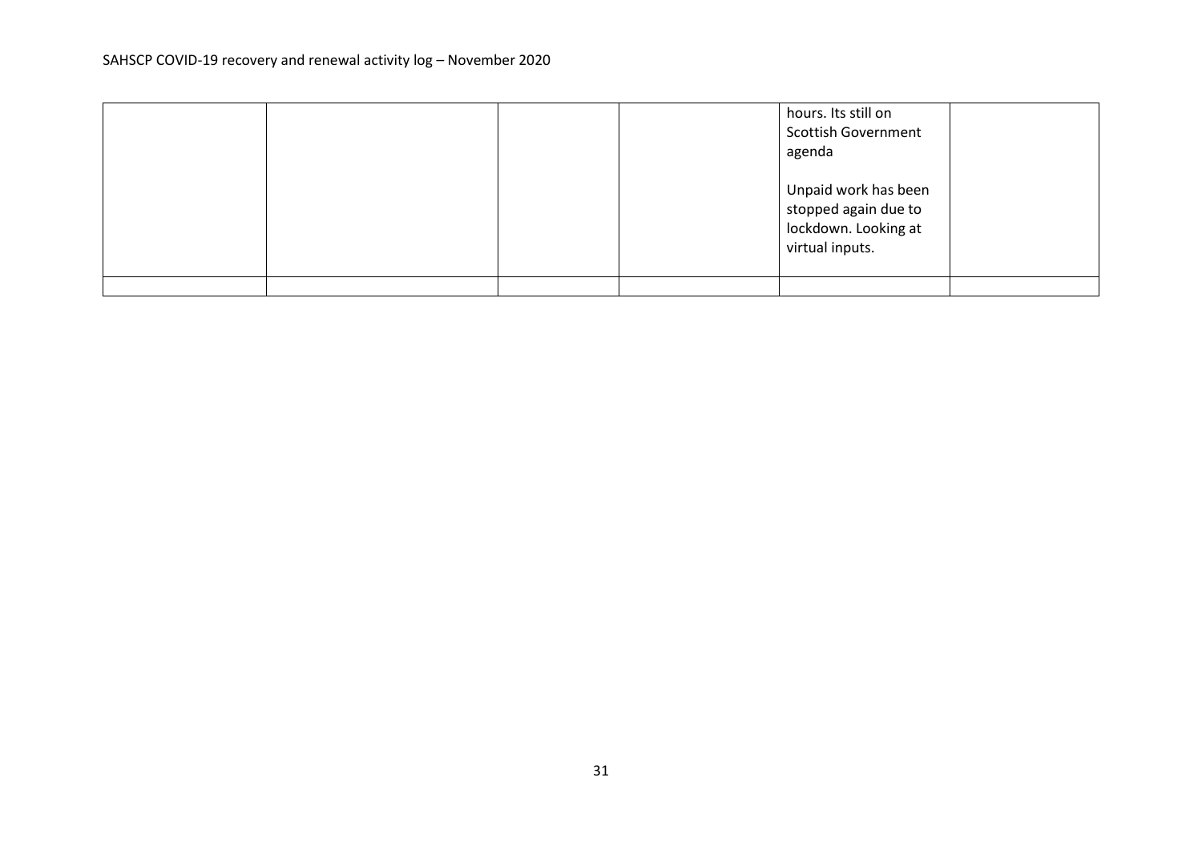| | | | | | |
|---|---|---|---|---|---|
| | | | | hours. Its still on Scottish Government agenda<br><br>Unpaid work has been stopped again due to lockdown. Looking at virtual inputs. | |
| | | | | | |